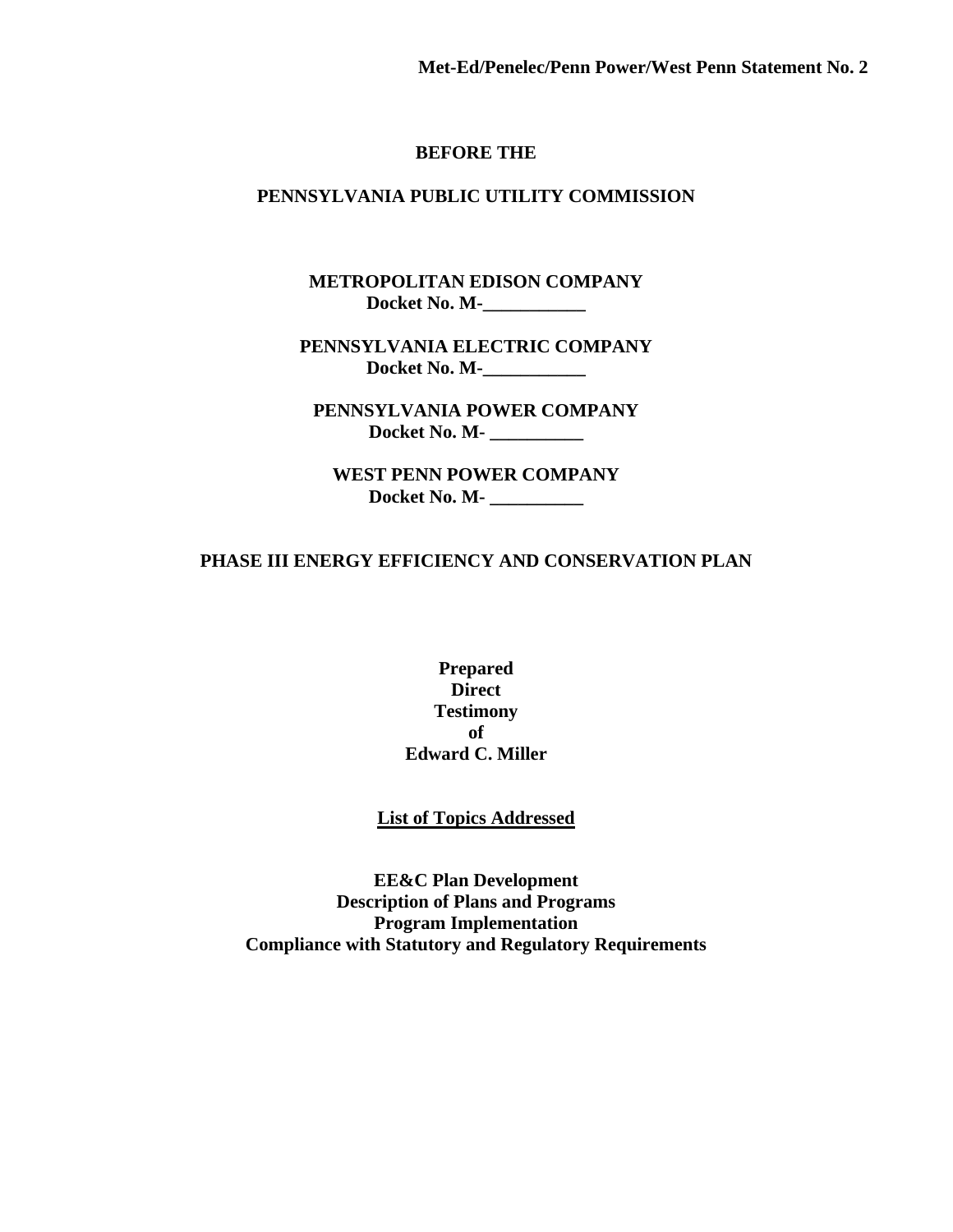**Met-Ed/Penelec/Penn Power/West Penn Statement No. 2**

**BEFORE THE**

**PENNSYLVANIA PUBLIC UTILITY COMMISSION**

**METROPOLITAN EDISON COMPANY**
**Docket No. M-___________**

**PENNSYLVANIA ELECTRIC COMPANY**
**Docket No. M-___________**

**PENNSYLVANIA POWER COMPANY**
**Docket No. M- __________**

**WEST PENN POWER COMPANY**
**Docket No. M- __________**

**PHASE III ENERGY EFFICIENCY AND CONSERVATION PLAN**

**Prepared**
**Direct**
**Testimony**
**of**
**Edward C. Miller**

**<u>List of Topics Addressed</u>**

**EE&C Plan Development**
**Description of Plans and Programs**
**Program Implementation**
**Compliance with Statutory and Regulatory Requirements**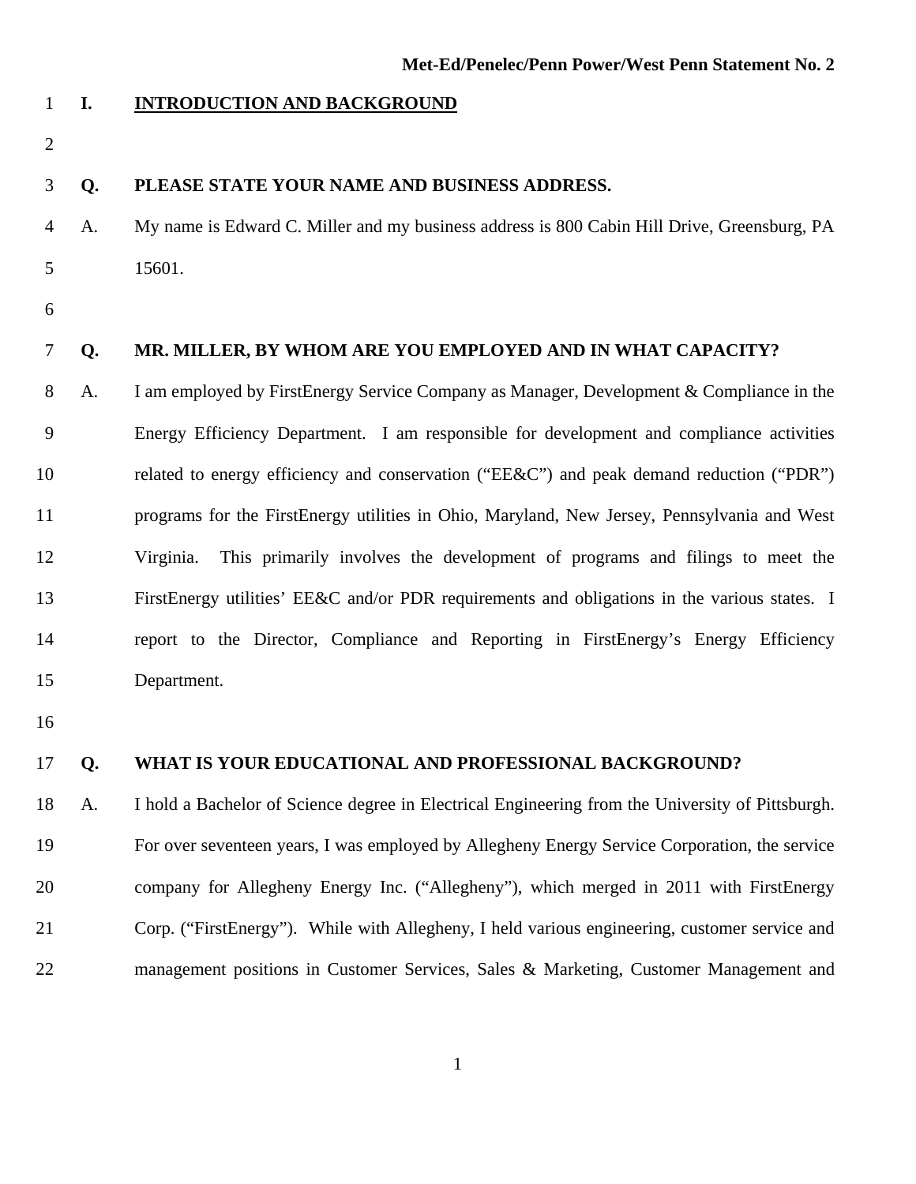## I. INTRODUCTION AND BACKGROUND

**Q. PLEASE STATE YOUR NAME AND BUSINESS ADDRESS.**

A. My name is Edward C. Miller and my business address is 800 Cabin Hill Drive, Greensburg, PA 15601.

**Q. MR. MILLER, BY WHOM ARE YOU EMPLOYED AND IN WHAT CAPACITY?**

A. I am employed by FirstEnergy Service Company as Manager, Development & Compliance in the Energy Efficiency Department. I am responsible for development and compliance activities related to energy efficiency and conservation ("EE&C") and peak demand reduction ("PDR") programs for the FirstEnergy utilities in Ohio, Maryland, New Jersey, Pennsylvania and West Virginia. This primarily involves the development of programs and filings to meet the FirstEnergy utilities' EE&C and/or PDR requirements and obligations in the various states. I report to the Director, Compliance and Reporting in FirstEnergy's Energy Efficiency Department.

**Q. WHAT IS YOUR EDUCATIONAL AND PROFESSIONAL BACKGROUND?**

A. I hold a Bachelor of Science degree in Electrical Engineering from the University of Pittsburgh. For over seventeen years, I was employed by Allegheny Energy Service Corporation, the service company for Allegheny Energy Inc. ("Allegheny"), which merged in 2011 with FirstEnergy Corp. ("FirstEnergy"). While with Allegheny, I held various engineering, customer service and management positions in Customer Services, Sales & Marketing, Customer Management and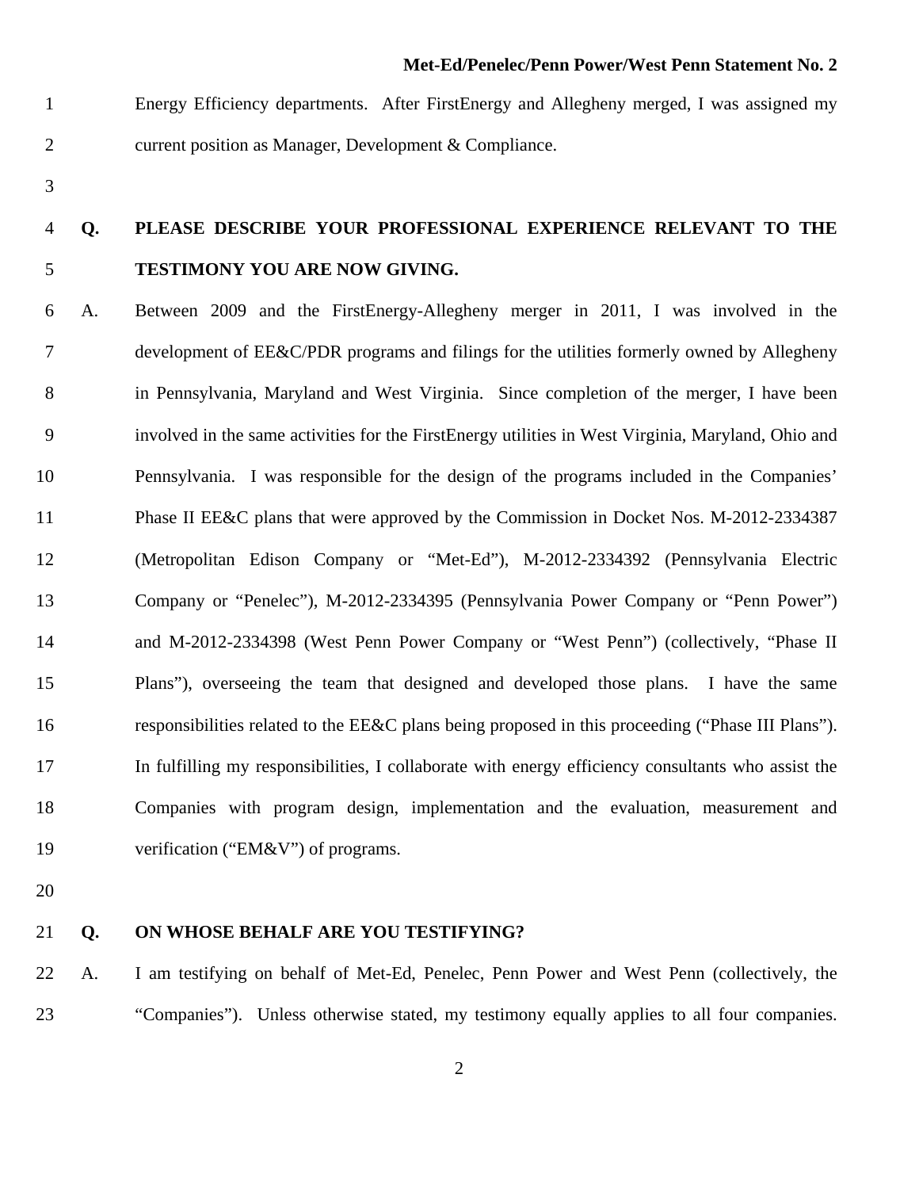Energy Efficiency departments. After FirstEnergy and Allegheny merged, I was assigned my current position as Manager, Development & Compliance.

**Q. PLEASE DESCRIBE YOUR PROFESSIONAL EXPERIENCE RELEVANT TO THE TESTIMONY YOU ARE NOW GIVING.**

A. Between 2009 and the FirstEnergy-Allegheny merger in 2011, I was involved in the development of EE&C/PDR programs and filings for the utilities formerly owned by Allegheny in Pennsylvania, Maryland and West Virginia. Since completion of the merger, I have been involved in the same activities for the FirstEnergy utilities in West Virginia, Maryland, Ohio and Pennsylvania. I was responsible for the design of the programs included in the Companies' Phase II EE&C plans that were approved by the Commission in Docket Nos. M-2012-2334387 (Metropolitan Edison Company or "Met-Ed"), M-2012-2334392 (Pennsylvania Electric Company or "Penelec"), M-2012-2334395 (Pennsylvania Power Company or "Penn Power") and M-2012-2334398 (West Penn Power Company or "West Penn") (collectively, "Phase II Plans"), overseeing the team that designed and developed those plans. I have the same responsibilities related to the EE&C plans being proposed in this proceeding ("Phase III Plans"). In fulfilling my responsibilities, I collaborate with energy efficiency consultants who assist the Companies with program design, implementation and the evaluation, measurement and verification ("EM&V") of programs.

**Q. ON WHOSE BEHALF ARE YOU TESTIFYING?**

A. I am testifying on behalf of Met-Ed, Penelec, Penn Power and West Penn (collectively, the "Companies"). Unless otherwise stated, my testimony equally applies to all four companies.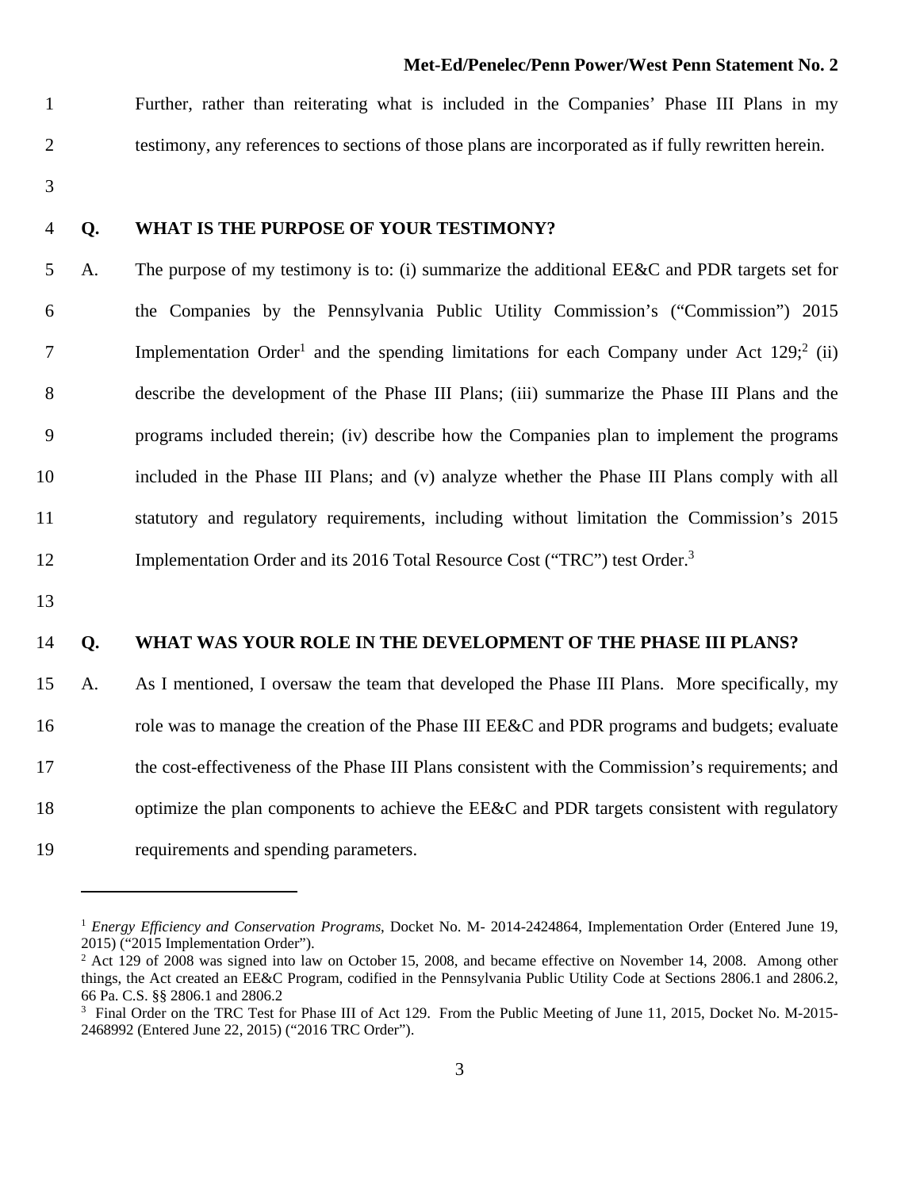Further, rather than reiterating what is included in the Companies' Phase III Plans in my testimony, any references to sections of those plans are incorporated as if fully rewritten herein.

**Q. WHAT IS THE PURPOSE OF YOUR TESTIMONY?**

A. The purpose of my testimony is to: (i) summarize the additional EE&C and PDR targets set for the Companies by the Pennsylvania Public Utility Commission's ("Commission") 2015 Implementation Order[1] and the spending limitations for each Company under Act 129;[2] (ii) describe the development of the Phase III Plans; (iii) summarize the Phase III Plans and the programs included therein; (iv) describe how the Companies plan to implement the programs included in the Phase III Plans; and (v) analyze whether the Phase III Plans comply with all statutory and regulatory requirements, including without limitation the Commission's 2015 Implementation Order and its 2016 Total Resource Cost ("TRC") test Order.[3]

**Q. WHAT WAS YOUR ROLE IN THE DEVELOPMENT OF THE PHASE III PLANS?**

A. As I mentioned, I oversaw the team that developed the Phase III Plans. More specifically, my role was to manage the creation of the Phase III EE&C and PDR programs and budgets; evaluate the cost-effectiveness of the Phase III Plans consistent with the Commission's requirements; and optimize the plan components to achieve the EE&C and PDR targets consistent with regulatory requirements and spending parameters.

---

[1] *Energy Efficiency and Conservation Programs*, Docket No. M- 2014-2424864, Implementation Order (Entered June 19, 2015) ("2015 Implementation Order").

[2] Act 129 of 2008 was signed into law on October 15, 2008, and became effective on November 14, 2008. Among other things, the Act created an EE&C Program, codified in the Pennsylvania Public Utility Code at Sections 2806.1 and 2806.2, 66 Pa. C.S. §§ 2806.1 and 2806.2

[3] Final Order on the TRC Test for Phase III of Act 129. From the Public Meeting of June 11, 2015, Docket No. M-2015-2468992 (Entered June 22, 2015) ("2016 TRC Order").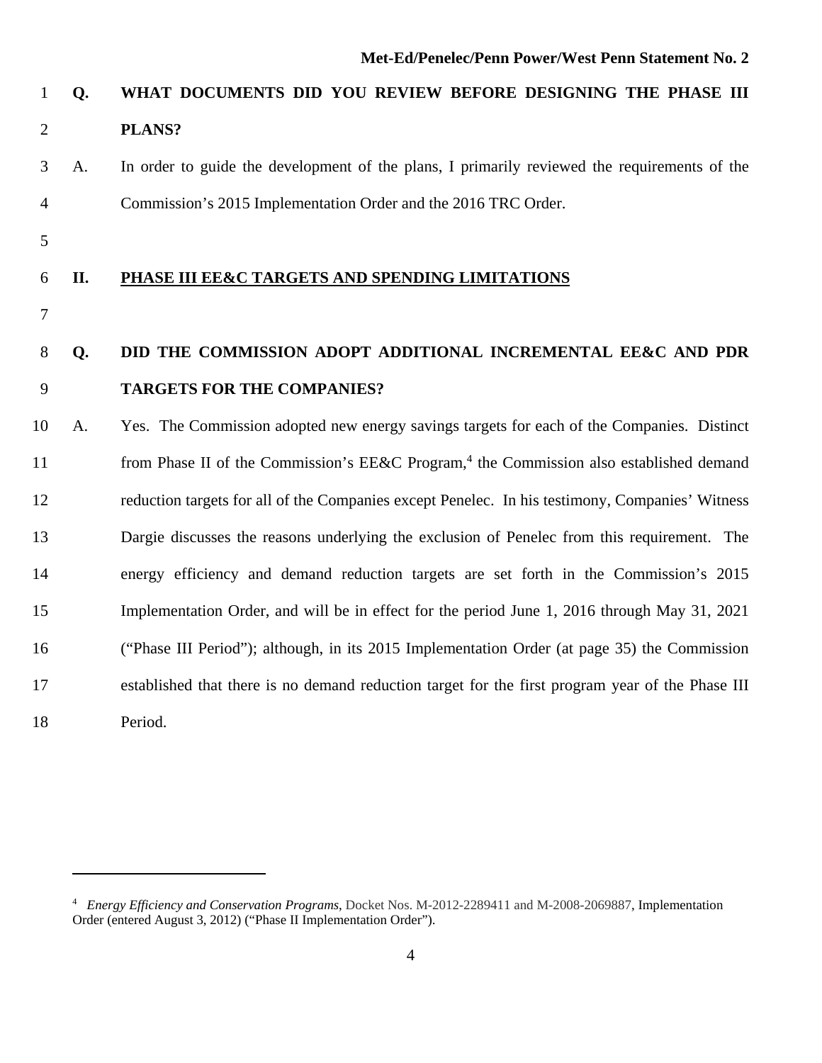**Q. WHAT DOCUMENTS DID YOU REVIEW BEFORE DESIGNING THE PHASE III PLANS?**

A. In order to guide the development of the plans, I primarily reviewed the requirements of the Commission's 2015 Implementation Order and the 2016 TRC Order.

## II. PHASE III EE&C TARGETS AND SPENDING LIMITATIONS

**Q. DID THE COMMISSION ADOPT ADDITIONAL INCREMENTAL EE&C AND PDR TARGETS FOR THE COMPANIES?**

A. Yes. The Commission adopted new energy savings targets for each of the Companies. Distinct from Phase II of the Commission's EE&C Program,[4] the Commission also established demand reduction targets for all of the Companies except Penelec. In his testimony, Companies' Witness Dargie discusses the reasons underlying the exclusion of Penelec from this requirement. The energy efficiency and demand reduction targets are set forth in the Commission's 2015 Implementation Order, and will be in effect for the period June 1, 2016 through May 31, 2021 ("Phase III Period"); although, in its 2015 Implementation Order (at page 35) the Commission established that there is no demand reduction target for the first program year of the Phase III Period.

---

[4] *Energy Efficiency and Conservation Programs*, Docket Nos. M-2012-2289411 and M-2008-2069887, Implementation Order (entered August 3, 2012) ("Phase II Implementation Order").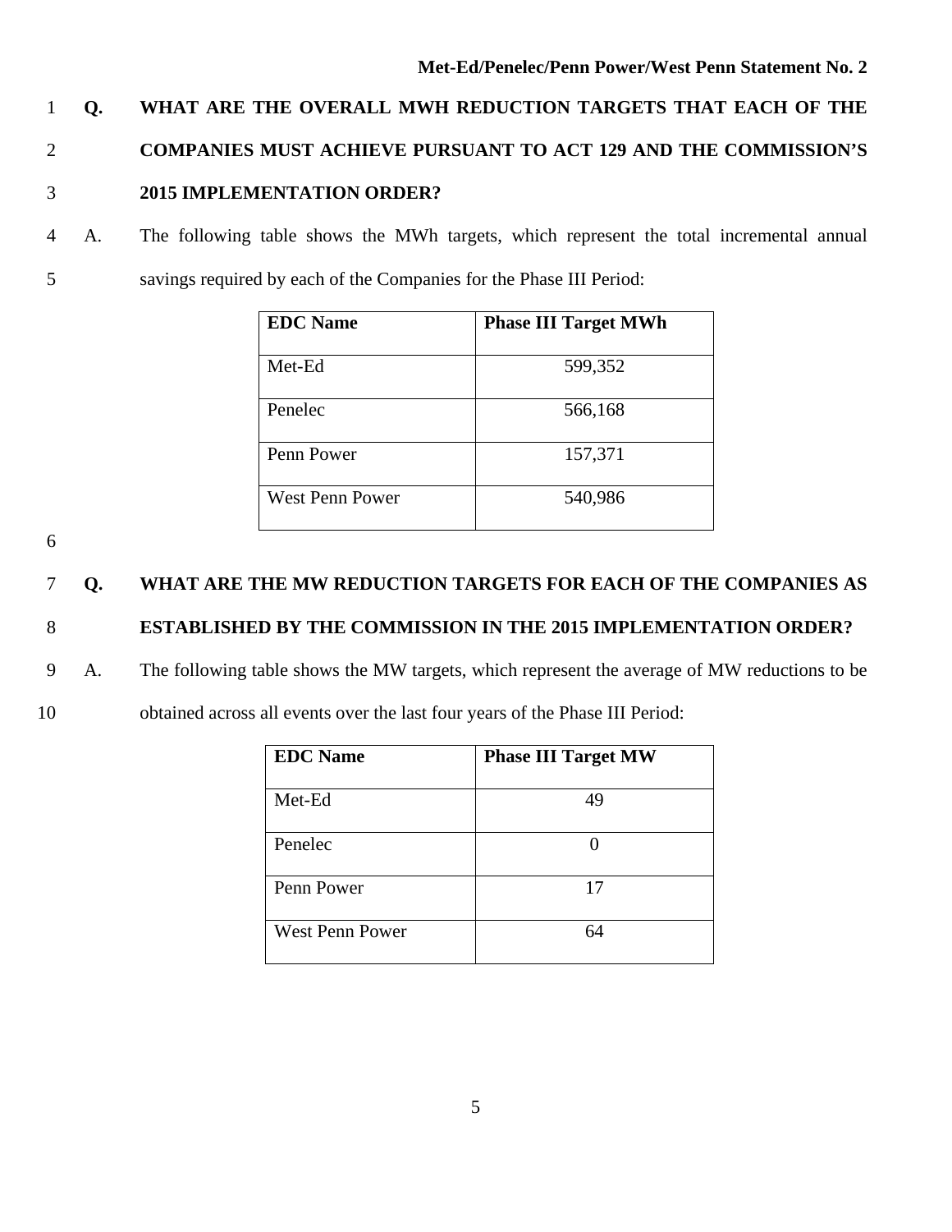**Q. WHAT ARE THE OVERALL MWH REDUCTION TARGETS THAT EACH OF THE COMPANIES MUST ACHIEVE PURSUANT TO ACT 129 AND THE COMMISSION'S 2015 IMPLEMENTATION ORDER?**

A. The following table shows the MWh targets, which represent the total incremental annual savings required by each of the Companies for the Phase III Period:

| EDC Name | Phase III Target MWh |
| --- | --- |
| Met-Ed | 599,352 |
| Penelec | 566,168 |
| Penn Power | 157,371 |
| West Penn Power | 540,986 |

**Q. WHAT ARE THE MW REDUCTION TARGETS FOR EACH OF THE COMPANIES AS ESTABLISHED BY THE COMMISSION IN THE 2015 IMPLEMENTATION ORDER?**

A. The following table shows the MW targets, which represent the average of MW reductions to be obtained across all events over the last four years of the Phase III Period:

| EDC Name | Phase III Target MW |
| --- | --- |
| Met-Ed | 49 |
| Penelec | 0 |
| Penn Power | 17 |
| West Penn Power | 64 |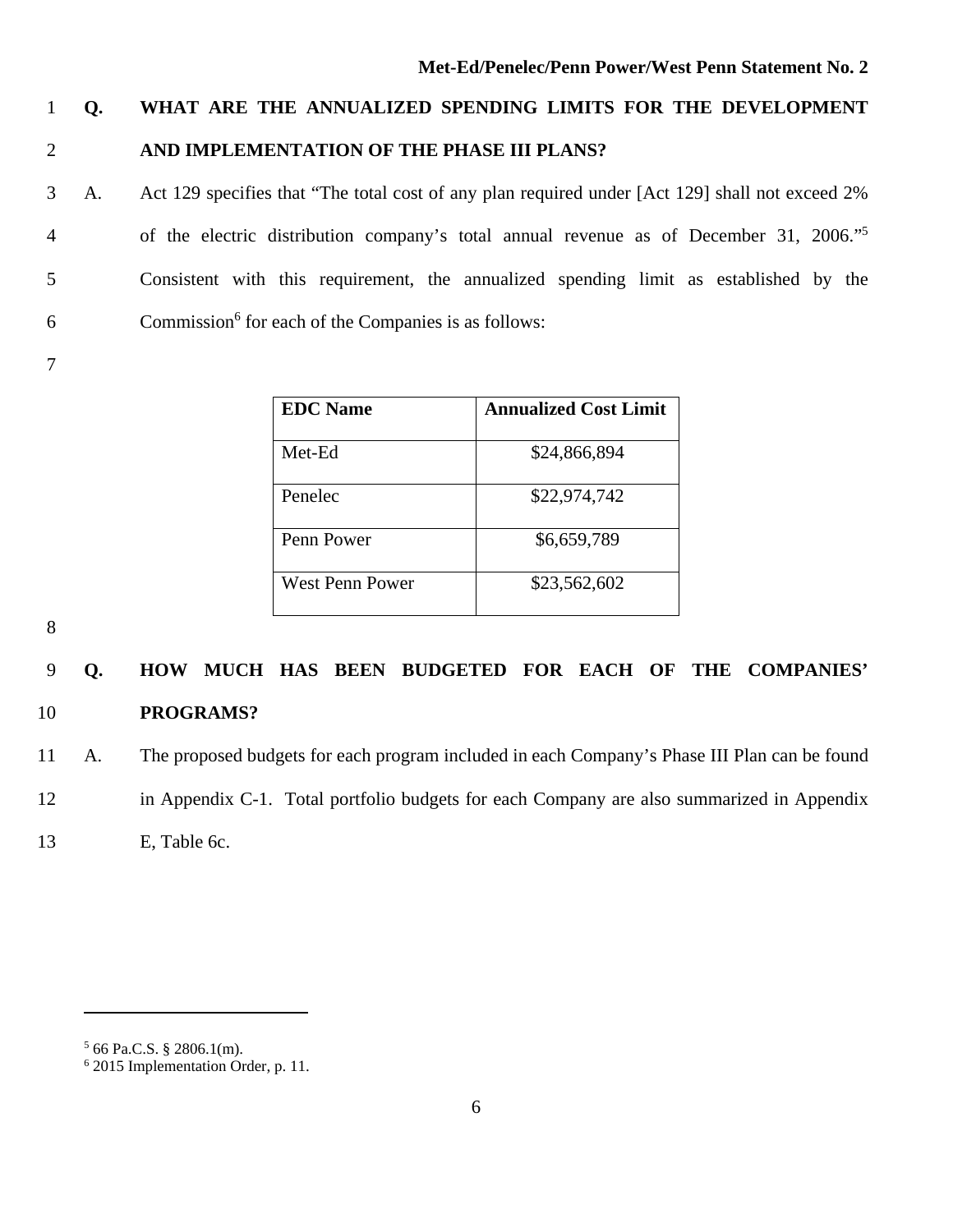**Q. WHAT ARE THE ANNUALIZED SPENDING LIMITS FOR THE DEVELOPMENT AND IMPLEMENTATION OF THE PHASE III PLANS?**

A. Act 129 specifies that "The total cost of any plan required under [Act 129] shall not exceed 2% of the electric distribution company's total annual revenue as of December 31, 2006."[5] Consistent with this requirement, the annualized spending limit as established by the Commission[6] for each of the Companies is as follows:

| EDC Name | Annualized Cost Limit |
|---|---|
| Met-Ed | $24,866,894 |
| Penelec | $22,974,742 |
| Penn Power | $6,659,789 |
| West Penn Power | $23,562,602 |

**Q. HOW MUCH HAS BEEN BUDGETED FOR EACH OF THE COMPANIES' PROGRAMS?**

A. The proposed budgets for each program included in each Company's Phase III Plan can be found in Appendix C-1. Total portfolio budgets for each Company are also summarized in Appendix E, Table 6c.

---

[5] 66 Pa.C.S. § 2806.1(m).

[6] 2015 Implementation Order, p. 11.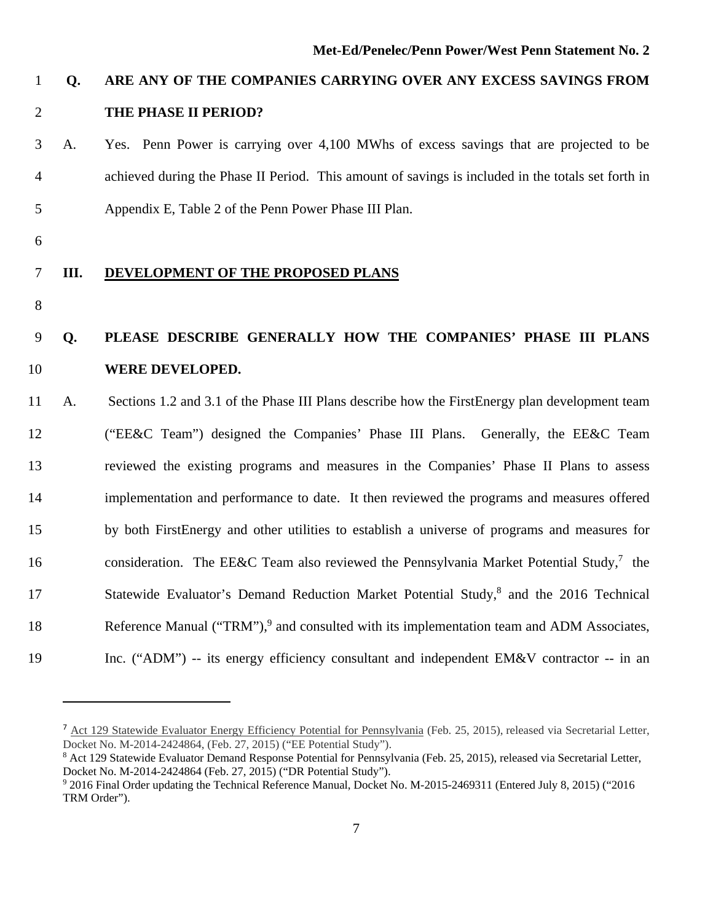**Q. ARE ANY OF THE COMPANIES CARRYING OVER ANY EXCESS SAVINGS FROM THE PHASE II PERIOD?**

A. Yes. Penn Power is carrying over 4,100 MWhs of excess savings that are projected to be achieved during the Phase II Period. This amount of savings is included in the totals set forth in Appendix E, Table 2 of the Penn Power Phase III Plan.

## III. DEVELOPMENT OF THE PROPOSED PLANS

**Q. PLEASE DESCRIBE GENERALLY HOW THE COMPANIES' PHASE III PLANS WERE DEVELOPED.**

A. Sections 1.2 and 3.1 of the Phase III Plans describe how the FirstEnergy plan development team ("EE&C Team") designed the Companies' Phase III Plans. Generally, the EE&C Team reviewed the existing programs and measures in the Companies' Phase II Plans to assess implementation and performance to date. It then reviewed the programs and measures offered by both FirstEnergy and other utilities to establish a universe of programs and measures for consideration. The EE&C Team also reviewed the Pennsylvania Market Potential Study,[7] the Statewide Evaluator's Demand Reduction Market Potential Study,[8] and the 2016 Technical Reference Manual ("TRM"),[9] and consulted with its implementation team and ADM Associates, Inc. ("ADM") -- its energy efficiency consultant and independent EM&V contractor -- in an

---

[7] Act 129 Statewide Evaluator Energy Efficiency Potential for Pennsylvania (Feb. 25, 2015), released via Secretarial Letter, Docket No. M-2014-2424864, (Feb. 27, 2015) ("EE Potential Study").

[8] Act 129 Statewide Evaluator Demand Response Potential for Pennsylvania (Feb. 25, 2015), released via Secretarial Letter, Docket No. M-2014-2424864 (Feb. 27, 2015) ("DR Potential Study").

[9] 2016 Final Order updating the Technical Reference Manual, Docket No. M-2015-2469311 (Entered July 8, 2015) ("2016 TRM Order").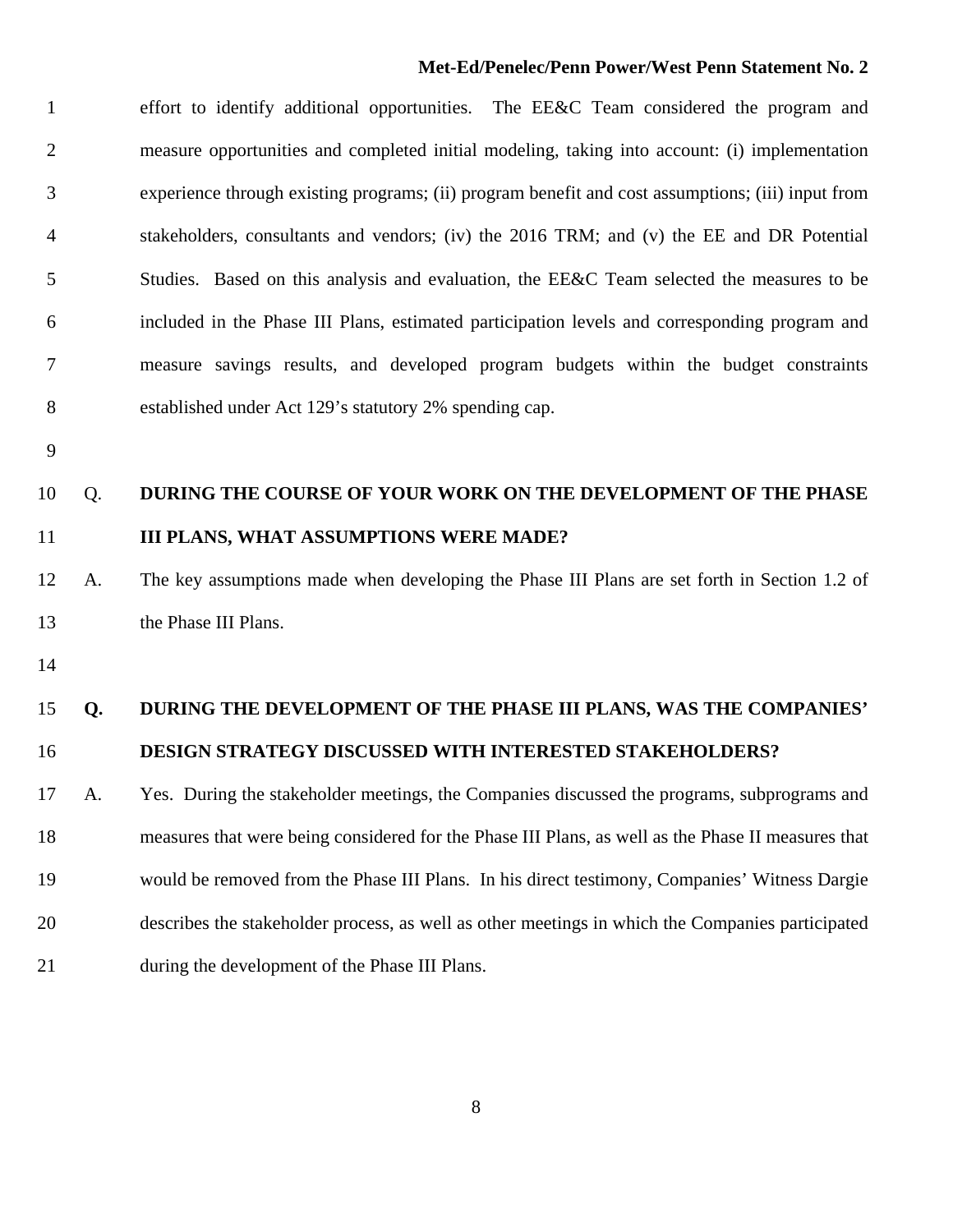effort to identify additional opportunities. The EE&C Team considered the program and measure opportunities and completed initial modeling, taking into account: (i) implementation experience through existing programs; (ii) program benefit and cost assumptions; (iii) input from stakeholders, consultants and vendors; (iv) the 2016 TRM; and (v) the EE and DR Potential Studies. Based on this analysis and evaluation, the EE&C Team selected the measures to be included in the Phase III Plans, estimated participation levels and corresponding program and measure savings results, and developed program budgets within the budget constraints established under Act 129's statutory 2% spending cap.

Q. **DURING THE COURSE OF YOUR WORK ON THE DEVELOPMENT OF THE PHASE III PLANS, WHAT ASSUMPTIONS WERE MADE?**

A. The key assumptions made when developing the Phase III Plans are set forth in Section 1.2 of the Phase III Plans.

**Q. DURING THE DEVELOPMENT OF THE PHASE III PLANS, WAS THE COMPANIES' DESIGN STRATEGY DISCUSSED WITH INTERESTED STAKEHOLDERS?**

A. Yes. During the stakeholder meetings, the Companies discussed the programs, subprograms and measures that were being considered for the Phase III Plans, as well as the Phase II measures that would be removed from the Phase III Plans. In his direct testimony, Companies' Witness Dargie describes the stakeholder process, as well as other meetings in which the Companies participated during the development of the Phase III Plans.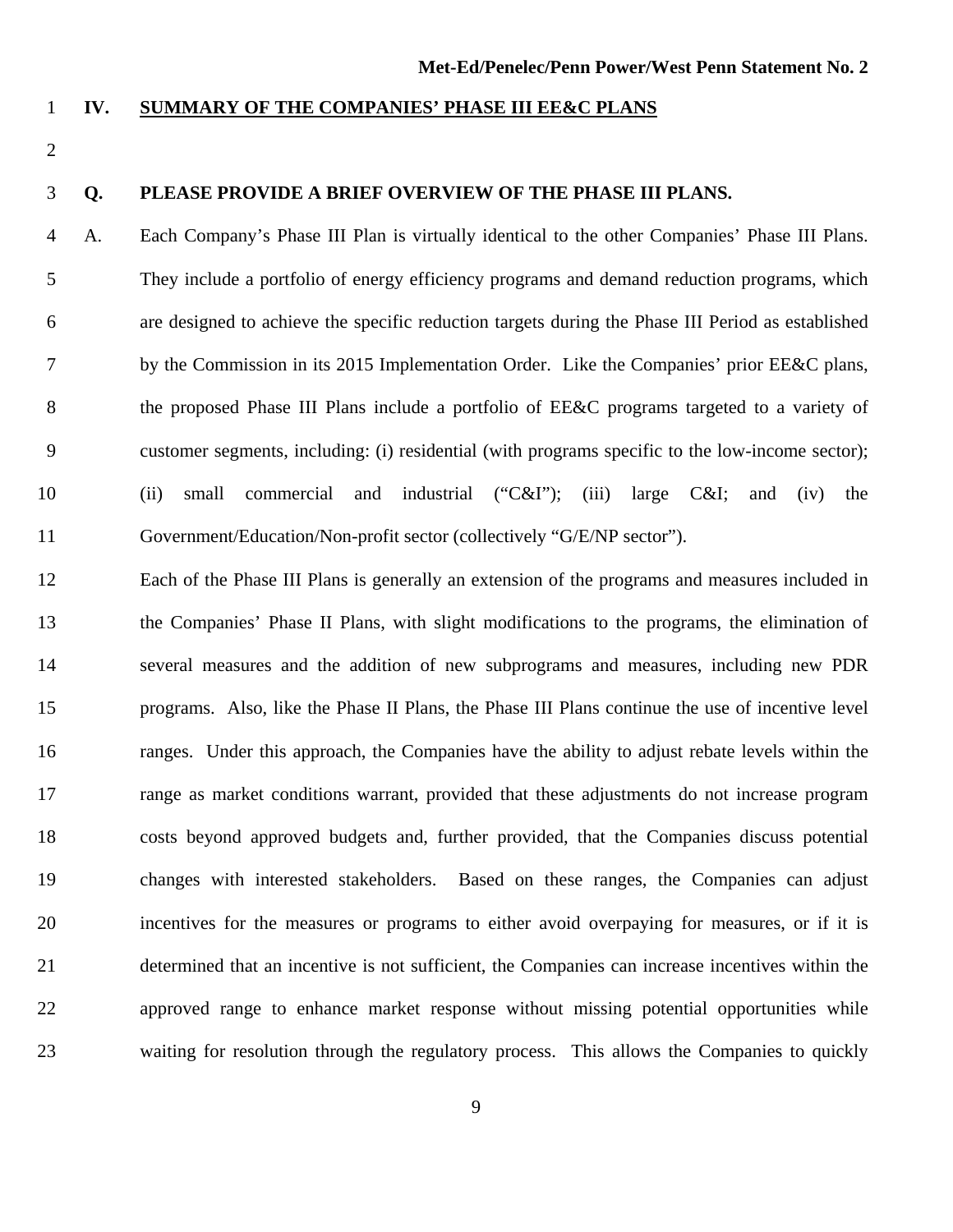## IV. SUMMARY OF THE COMPANIES' PHASE III EE&C PLANS

**Q. PLEASE PROVIDE A BRIEF OVERVIEW OF THE PHASE III PLANS.**

A. Each Company's Phase III Plan is virtually identical to the other Companies' Phase III Plans. They include a portfolio of energy efficiency programs and demand reduction programs, which are designed to achieve the specific reduction targets during the Phase III Period as established by the Commission in its 2015 Implementation Order. Like the Companies' prior EE&C plans, the proposed Phase III Plans include a portfolio of EE&C programs targeted to a variety of customer segments, including: (i) residential (with programs specific to the low-income sector); (ii) small commercial and industrial ("C&I"); (iii) large C&I; and (iv) the Government/Education/Non-profit sector (collectively "G/E/NP sector").

Each of the Phase III Plans is generally an extension of the programs and measures included in the Companies' Phase II Plans, with slight modifications to the programs, the elimination of several measures and the addition of new subprograms and measures, including new PDR programs. Also, like the Phase II Plans, the Phase III Plans continue the use of incentive level ranges. Under this approach, the Companies have the ability to adjust rebate levels within the range as market conditions warrant, provided that these adjustments do not increase program costs beyond approved budgets and, further provided, that the Companies discuss potential changes with interested stakeholders. Based on these ranges, the Companies can adjust incentives for the measures or programs to either avoid overpaying for measures, or if it is determined that an incentive is not sufficient, the Companies can increase incentives within the approved range to enhance market response without missing potential opportunities while waiting for resolution through the regulatory process. This allows the Companies to quickly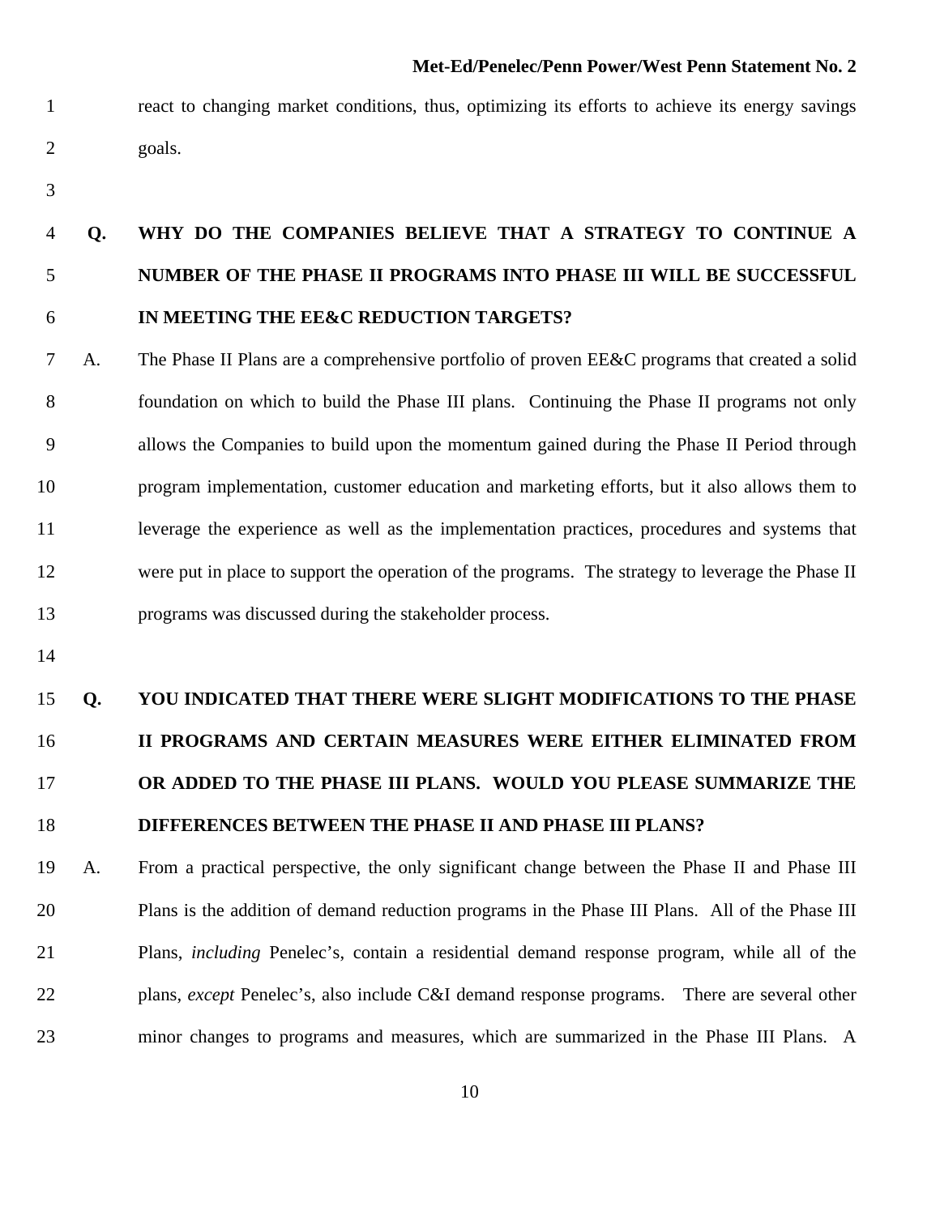react to changing market conditions, thus, optimizing its efforts to achieve its energy savings goals.

**Q. WHY DO THE COMPANIES BELIEVE THAT A STRATEGY TO CONTINUE A NUMBER OF THE PHASE II PROGRAMS INTO PHASE III WILL BE SUCCESSFUL IN MEETING THE EE&C REDUCTION TARGETS?**

A. The Phase II Plans are a comprehensive portfolio of proven EE&C programs that created a solid foundation on which to build the Phase III plans. Continuing the Phase II programs not only allows the Companies to build upon the momentum gained during the Phase II Period through program implementation, customer education and marketing efforts, but it also allows them to leverage the experience as well as the implementation practices, procedures and systems that were put in place to support the operation of the programs. The strategy to leverage the Phase II programs was discussed during the stakeholder process.

**Q. YOU INDICATED THAT THERE WERE SLIGHT MODIFICATIONS TO THE PHASE II PROGRAMS AND CERTAIN MEASURES WERE EITHER ELIMINATED FROM OR ADDED TO THE PHASE III PLANS. WOULD YOU PLEASE SUMMARIZE THE DIFFERENCES BETWEEN THE PHASE II AND PHASE III PLANS?**

A. From a practical perspective, the only significant change between the Phase II and Phase III Plans is the addition of demand reduction programs in the Phase III Plans. All of the Phase III Plans, *including* Penelec's, contain a residential demand response program, while all of the plans, *except* Penelec's, also include C&I demand response programs. There are several other minor changes to programs and measures, which are summarized in the Phase III Plans. A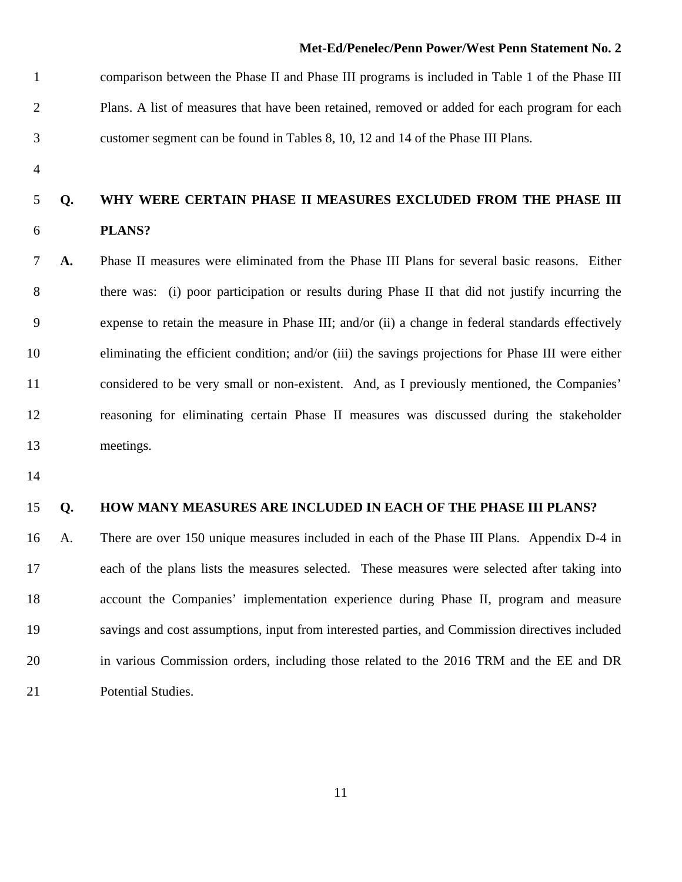comparison between the Phase II and Phase III programs is included in Table 1 of the Phase III Plans. A list of measures that have been retained, removed or added for each program for each customer segment can be found in Tables 8, 10, 12 and 14 of the Phase III Plans.

**Q. WHY WERE CERTAIN PHASE II MEASURES EXCLUDED FROM THE PHASE III PLANS?**

**A.** Phase II measures were eliminated from the Phase III Plans for several basic reasons. Either there was: (i) poor participation or results during Phase II that did not justify incurring the expense to retain the measure in Phase III; and/or (ii) a change in federal standards effectively eliminating the efficient condition; and/or (iii) the savings projections for Phase III were either considered to be very small or non-existent. And, as I previously mentioned, the Companies' reasoning for eliminating certain Phase II measures was discussed during the stakeholder meetings.

**Q. HOW MANY MEASURES ARE INCLUDED IN EACH OF THE PHASE III PLANS?**

A. There are over 150 unique measures included in each of the Phase III Plans. Appendix D-4 in each of the plans lists the measures selected. These measures were selected after taking into account the Companies' implementation experience during Phase II, program and measure savings and cost assumptions, input from interested parties, and Commission directives included in various Commission orders, including those related to the 2016 TRM and the EE and DR Potential Studies.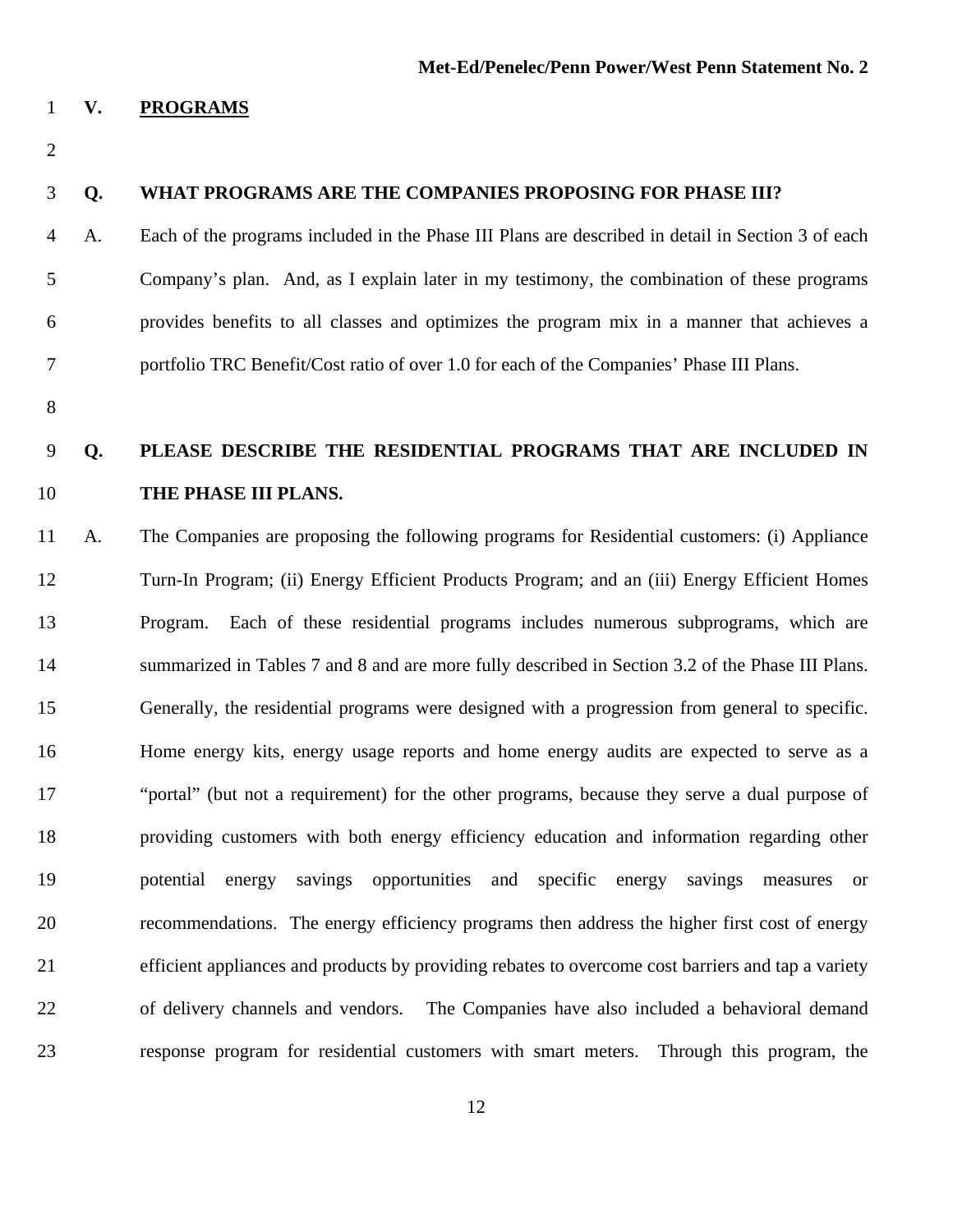## V. PROGRAMS

**Q. WHAT PROGRAMS ARE THE COMPANIES PROPOSING FOR PHASE III?**

A. Each of the programs included in the Phase III Plans are described in detail in Section 3 of each Company's plan. And, as I explain later in my testimony, the combination of these programs provides benefits to all classes and optimizes the program mix in a manner that achieves a portfolio TRC Benefit/Cost ratio of over 1.0 for each of the Companies' Phase III Plans.

**Q. PLEASE DESCRIBE THE RESIDENTIAL PROGRAMS THAT ARE INCLUDED IN THE PHASE III PLANS.**

A. The Companies are proposing the following programs for Residential customers: (i) Appliance Turn-In Program; (ii) Energy Efficient Products Program; and an (iii) Energy Efficient Homes Program. Each of these residential programs includes numerous subprograms, which are summarized in Tables 7 and 8 and are more fully described in Section 3.2 of the Phase III Plans. Generally, the residential programs were designed with a progression from general to specific. Home energy kits, energy usage reports and home energy audits are expected to serve as a "portal" (but not a requirement) for the other programs, because they serve a dual purpose of providing customers with both energy efficiency education and information regarding other potential energy savings opportunities and specific energy savings measures or recommendations. The energy efficiency programs then address the higher first cost of energy efficient appliances and products by providing rebates to overcome cost barriers and tap a variety of delivery channels and vendors. The Companies have also included a behavioral demand response program for residential customers with smart meters. Through this program, the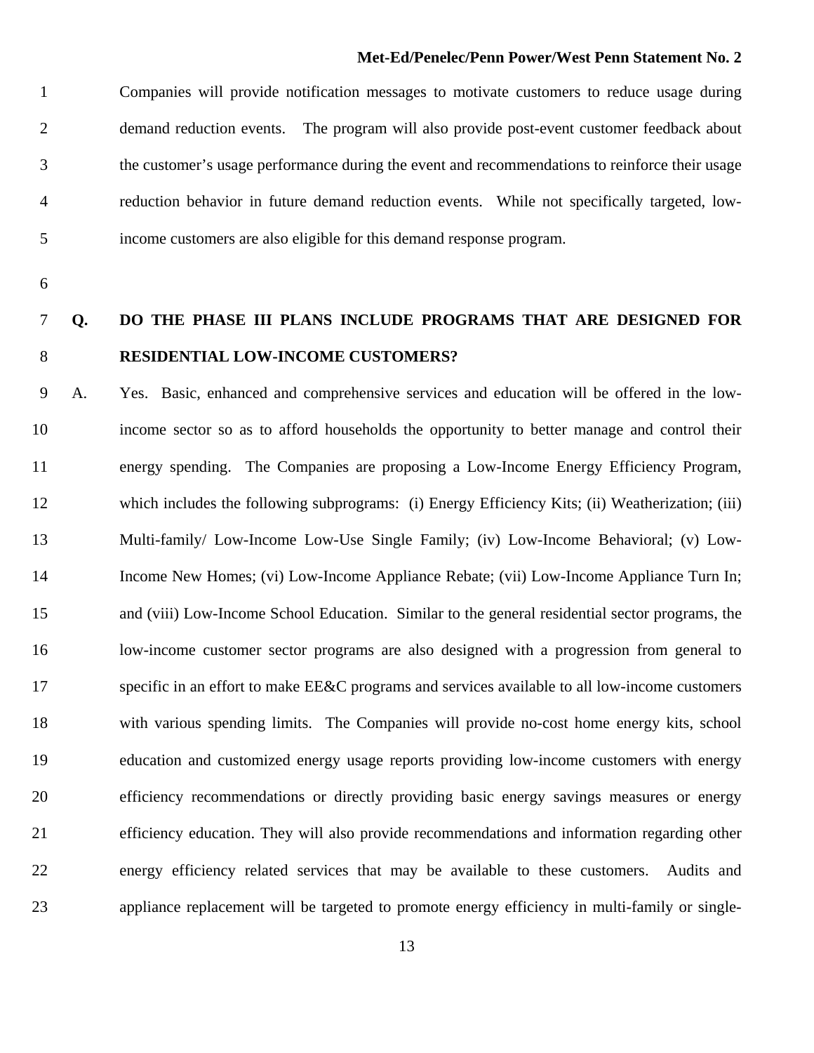Companies will provide notification messages to motivate customers to reduce usage during demand reduction events. The program will also provide post-event customer feedback about the customer's usage performance during the event and recommendations to reinforce their usage reduction behavior in future demand reduction events. While not specifically targeted, low-income customers are also eligible for this demand response program.

**Q. DO THE PHASE III PLANS INCLUDE PROGRAMS THAT ARE DESIGNED FOR RESIDENTIAL LOW-INCOME CUSTOMERS?**

A. Yes. Basic, enhanced and comprehensive services and education will be offered in the low-income sector so as to afford households the opportunity to better manage and control their energy spending. The Companies are proposing a Low-Income Energy Efficiency Program, which includes the following subprograms: (i) Energy Efficiency Kits; (ii) Weatherization; (iii) Multi-family/ Low-Income Low-Use Single Family; (iv) Low-Income Behavioral; (v) Low-Income New Homes; (vi) Low-Income Appliance Rebate; (vii) Low-Income Appliance Turn In; and (viii) Low-Income School Education. Similar to the general residential sector programs, the low-income customer sector programs are also designed with a progression from general to specific in an effort to make EE&C programs and services available to all low-income customers with various spending limits. The Companies will provide no-cost home energy kits, school education and customized energy usage reports providing low-income customers with energy efficiency recommendations or directly providing basic energy savings measures or energy efficiency education. They will also provide recommendations and information regarding other energy efficiency related services that may be available to these customers. Audits and appliance replacement will be targeted to promote energy efficiency in multi-family or single-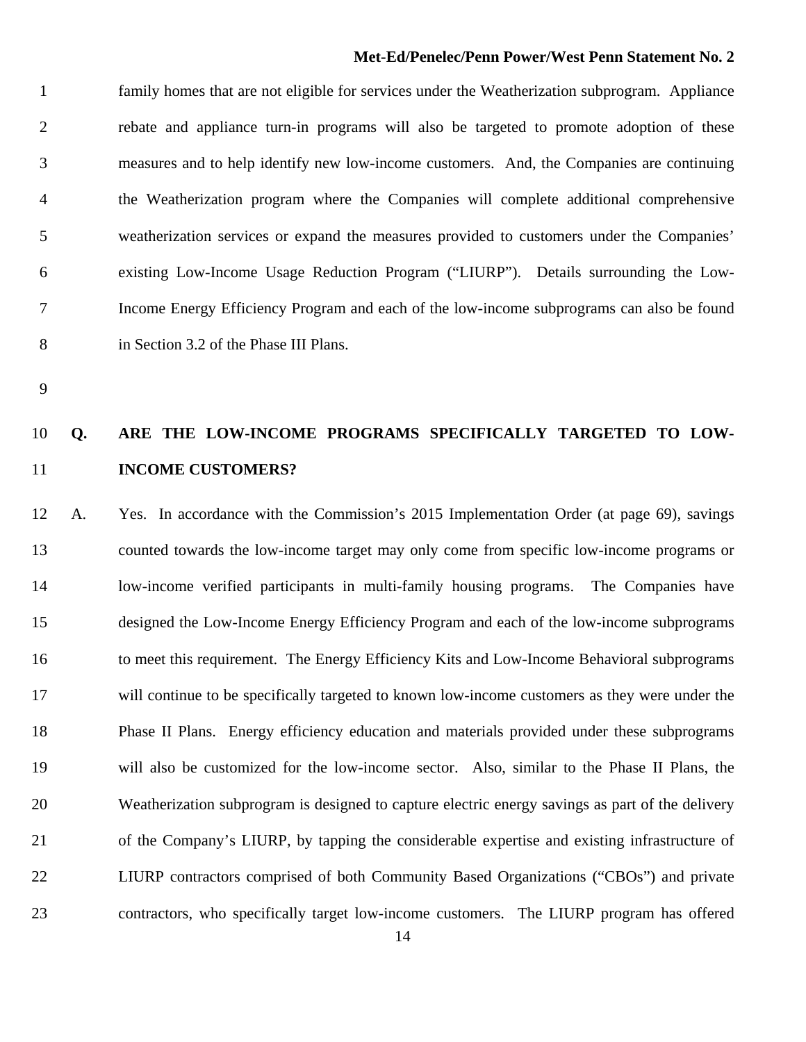family homes that are not eligible for services under the Weatherization subprogram. Appliance rebate and appliance turn-in programs will also be targeted to promote adoption of these measures and to help identify new low-income customers. And, the Companies are continuing the Weatherization program where the Companies will complete additional comprehensive weatherization services or expand the measures provided to customers under the Companies' existing Low-Income Usage Reduction Program ("LIURP"). Details surrounding the Low-Income Energy Efficiency Program and each of the low-income subprograms can also be found in Section 3.2 of the Phase III Plans.

**Q. ARE THE LOW-INCOME PROGRAMS SPECIFICALLY TARGETED TO LOW-INCOME CUSTOMERS?**

A. Yes. In accordance with the Commission's 2015 Implementation Order (at page 69), savings counted towards the low-income target may only come from specific low-income programs or low-income verified participants in multi-family housing programs. The Companies have designed the Low-Income Energy Efficiency Program and each of the low-income subprograms to meet this requirement. The Energy Efficiency Kits and Low-Income Behavioral subprograms will continue to be specifically targeted to known low-income customers as they were under the Phase II Plans. Energy efficiency education and materials provided under these subprograms will also be customized for the low-income sector. Also, similar to the Phase II Plans, the Weatherization subprogram is designed to capture electric energy savings as part of the delivery of the Company's LIURP, by tapping the considerable expertise and existing infrastructure of LIURP contractors comprised of both Community Based Organizations ("CBOs") and private contractors, who specifically target low-income customers. The LIURP program has offered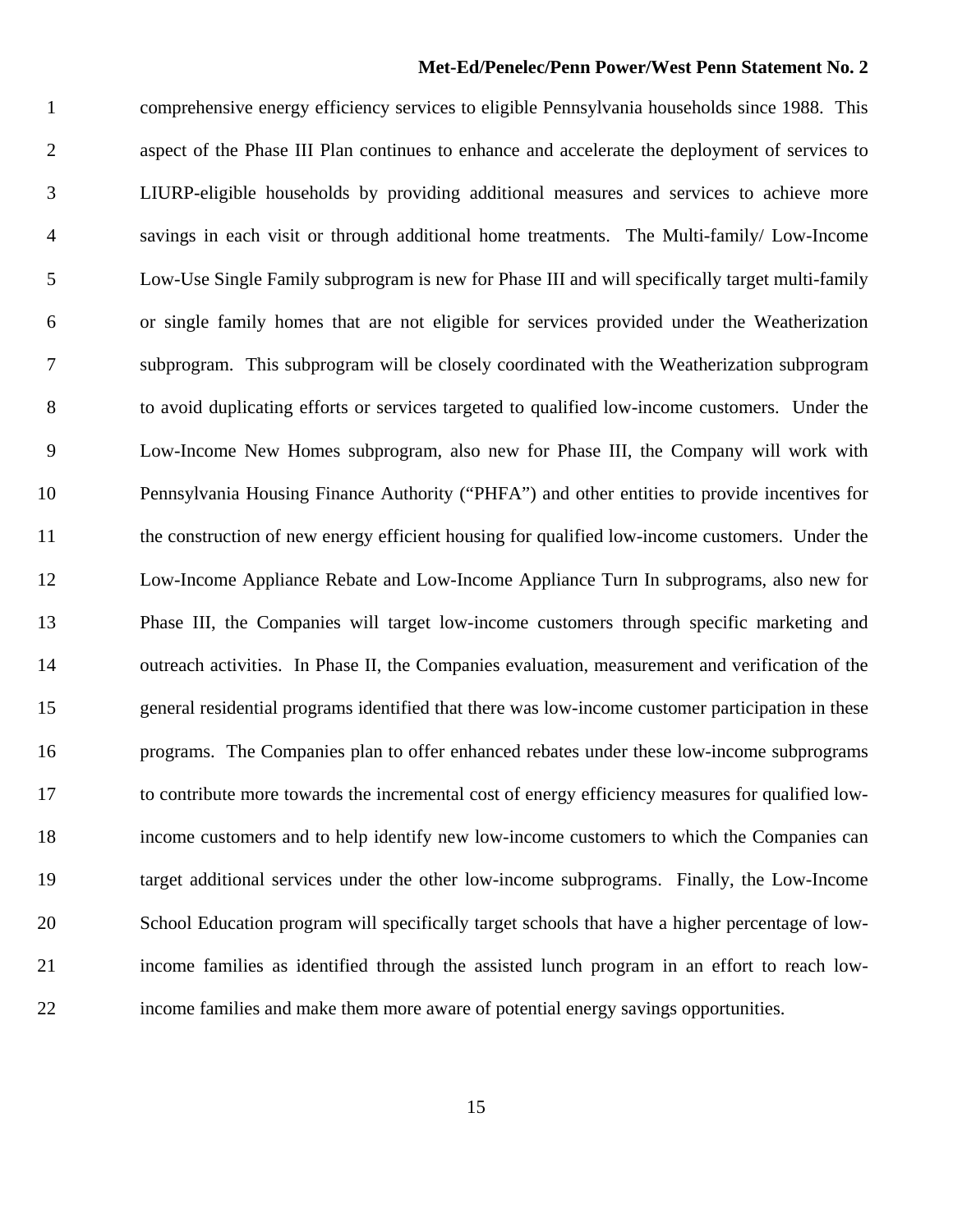comprehensive energy efficiency services to eligible Pennsylvania households since 1988. This aspect of the Phase III Plan continues to enhance and accelerate the deployment of services to LIURP-eligible households by providing additional measures and services to achieve more savings in each visit or through additional home treatments. The Multi-family/ Low-Income Low-Use Single Family subprogram is new for Phase III and will specifically target multi-family or single family homes that are not eligible for services provided under the Weatherization subprogram. This subprogram will be closely coordinated with the Weatherization subprogram to avoid duplicating efforts or services targeted to qualified low-income customers. Under the Low-Income New Homes subprogram, also new for Phase III, the Company will work with Pennsylvania Housing Finance Authority ("PHFA") and other entities to provide incentives for the construction of new energy efficient housing for qualified low-income customers. Under the Low-Income Appliance Rebate and Low-Income Appliance Turn In subprograms, also new for Phase III, the Companies will target low-income customers through specific marketing and outreach activities. In Phase II, the Companies evaluation, measurement and verification of the general residential programs identified that there was low-income customer participation in these programs. The Companies plan to offer enhanced rebates under these low-income subprograms to contribute more towards the incremental cost of energy efficiency measures for qualified low-income customers and to help identify new low-income customers to which the Companies can target additional services under the other low-income subprograms. Finally, the Low-Income School Education program will specifically target schools that have a higher percentage of low-income families as identified through the assisted lunch program in an effort to reach low-income families and make them more aware of potential energy savings opportunities.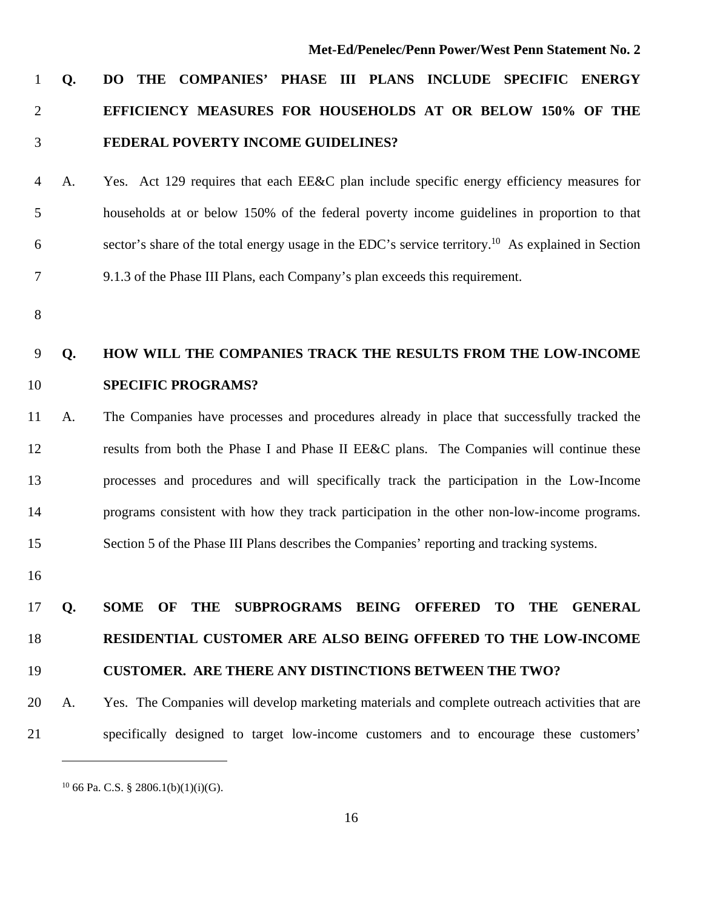**Q. DO THE COMPANIES' PHASE III PLANS INCLUDE SPECIFIC ENERGY EFFICIENCY MEASURES FOR HOUSEHOLDS AT OR BELOW 150% OF THE FEDERAL POVERTY INCOME GUIDELINES?**

A. Yes. Act 129 requires that each EE&C plan include specific energy efficiency measures for households at or below 150% of the federal poverty income guidelines in proportion to that sector's share of the total energy usage in the EDC's service territory.[10] As explained in Section 9.1.3 of the Phase III Plans, each Company's plan exceeds this requirement.

**Q. HOW WILL THE COMPANIES TRACK THE RESULTS FROM THE LOW-INCOME SPECIFIC PROGRAMS?**

A. The Companies have processes and procedures already in place that successfully tracked the results from both the Phase I and Phase II EE&C plans. The Companies will continue these processes and procedures and will specifically track the participation in the Low-Income programs consistent with how they track participation in the other non-low-income programs. Section 5 of the Phase III Plans describes the Companies' reporting and tracking systems.

**Q. SOME OF THE SUBPROGRAMS BEING OFFERED TO THE GENERAL RESIDENTIAL CUSTOMER ARE ALSO BEING OFFERED TO THE LOW-INCOME CUSTOMER. ARE THERE ANY DISTINCTIONS BETWEEN THE TWO?**

A. Yes. The Companies will develop marketing materials and complete outreach activities that are specifically designed to target low-income customers and to encourage these customers'

---

[10] 66 Pa. C.S. § 2806.1(b)(1)(i)(G).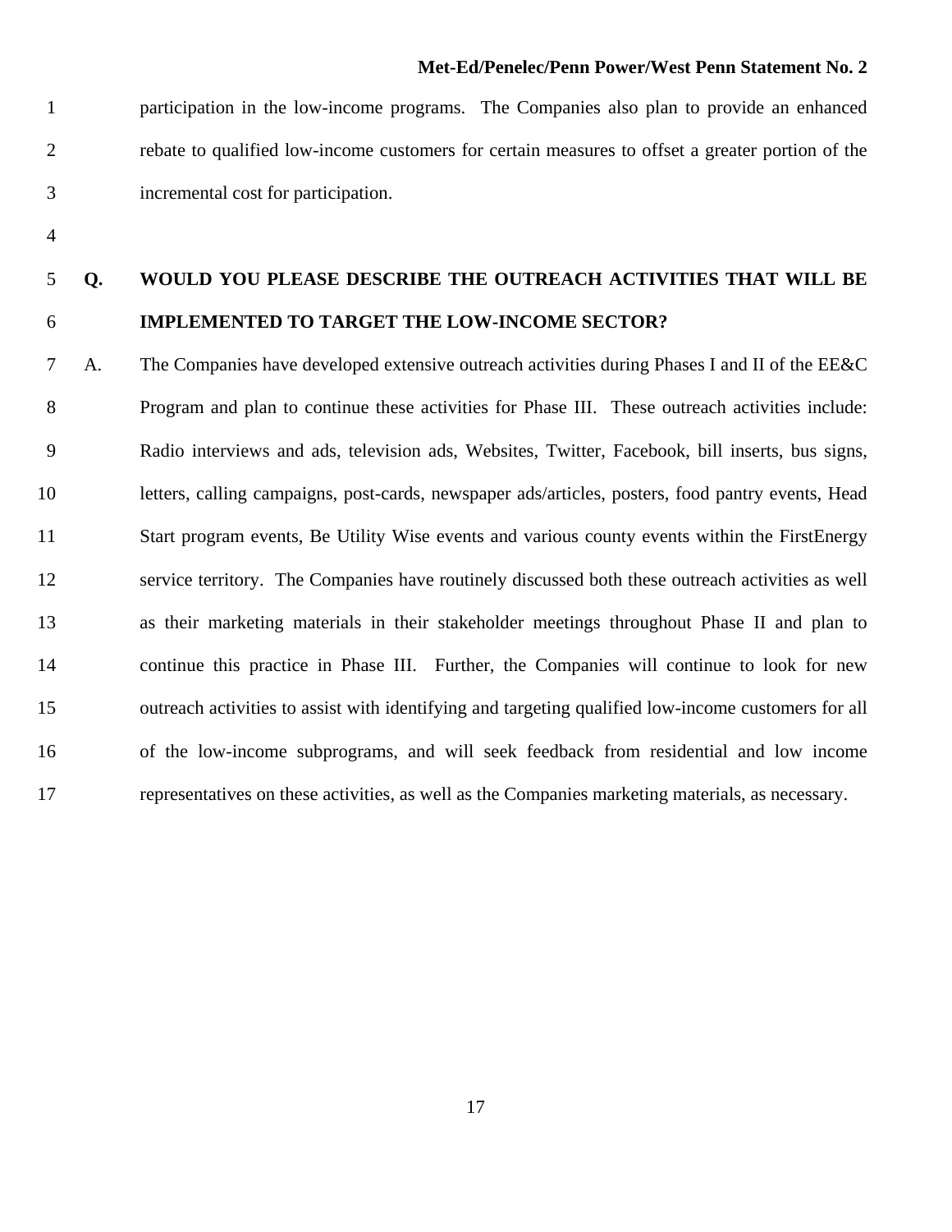participation in the low-income programs. The Companies also plan to provide an enhanced rebate to qualified low-income customers for certain measures to offset a greater portion of the incremental cost for participation.

**Q. WOULD YOU PLEASE DESCRIBE THE OUTREACH ACTIVITIES THAT WILL BE IMPLEMENTED TO TARGET THE LOW-INCOME SECTOR?**

A. The Companies have developed extensive outreach activities during Phases I and II of the EE&C Program and plan to continue these activities for Phase III. These outreach activities include: Radio interviews and ads, television ads, Websites, Twitter, Facebook, bill inserts, bus signs, letters, calling campaigns, post-cards, newspaper ads/articles, posters, food pantry events, Head Start program events, Be Utility Wise events and various county events within the FirstEnergy service territory. The Companies have routinely discussed both these outreach activities as well as their marketing materials in their stakeholder meetings throughout Phase II and plan to continue this practice in Phase III. Further, the Companies will continue to look for new outreach activities to assist with identifying and targeting qualified low-income customers for all of the low-income subprograms, and will seek feedback from residential and low income representatives on these activities, as well as the Companies marketing materials, as necessary.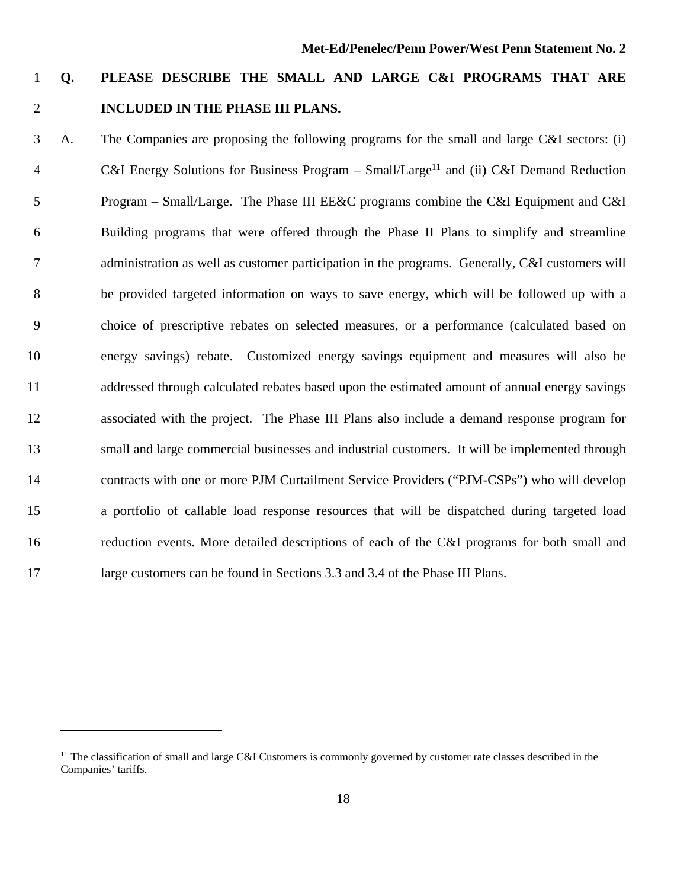**Q. PLEASE DESCRIBE THE SMALL AND LARGE C&I PROGRAMS THAT ARE INCLUDED IN THE PHASE III PLANS.**

A. The Companies are proposing the following programs for the small and large C&I sectors: (i) C&I Energy Solutions for Business Program – Small/Large[11] and (ii) C&I Demand Reduction Program – Small/Large. The Phase III EE&C programs combine the C&I Equipment and C&I Building programs that were offered through the Phase II Plans to simplify and streamline administration as well as customer participation in the programs. Generally, C&I customers will be provided targeted information on ways to save energy, which will be followed up with a choice of prescriptive rebates on selected measures, or a performance (calculated based on energy savings) rebate. Customized energy savings equipment and measures will also be addressed through calculated rebates based upon the estimated amount of annual energy savings associated with the project. The Phase III Plans also include a demand response program for small and large commercial businesses and industrial customers. It will be implemented through contracts with one or more PJM Curtailment Service Providers ("PJM-CSPs") who will develop a portfolio of callable load response resources that will be dispatched during targeted load reduction events. More detailed descriptions of each of the C&I programs for both small and large customers can be found in Sections 3.3 and 3.4 of the Phase III Plans.

---

[11] The classification of small and large C&I Customers is commonly governed by customer rate classes described in the Companies' tariffs.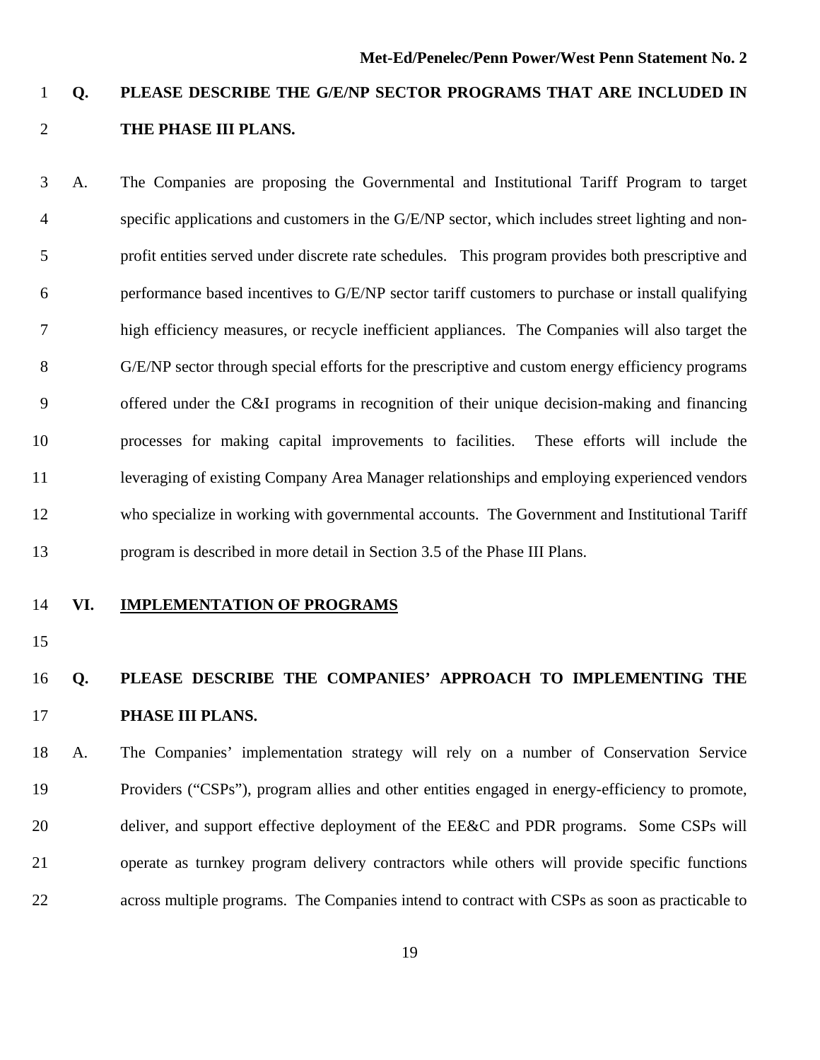**Q. PLEASE DESCRIBE THE G/E/NP SECTOR PROGRAMS THAT ARE INCLUDED IN THE PHASE III PLANS.**

A. The Companies are proposing the Governmental and Institutional Tariff Program to target specific applications and customers in the G/E/NP sector, which includes street lighting and non-profit entities served under discrete rate schedules. This program provides both prescriptive and performance based incentives to G/E/NP sector tariff customers to purchase or install qualifying high efficiency measures, or recycle inefficient appliances. The Companies will also target the G/E/NP sector through special efforts for the prescriptive and custom energy efficiency programs offered under the C&I programs in recognition of their unique decision-making and financing processes for making capital improvements to facilities. These efforts will include the leveraging of existing Company Area Manager relationships and employing experienced vendors who specialize in working with governmental accounts. The Government and Institutional Tariff program is described in more detail in Section 3.5 of the Phase III Plans.

## VI. IMPLEMENTATION OF PROGRAMS

**Q. PLEASE DESCRIBE THE COMPANIES' APPROACH TO IMPLEMENTING THE PHASE III PLANS.**

A. The Companies' implementation strategy will rely on a number of Conservation Service Providers ("CSPs"), program allies and other entities engaged in energy-efficiency to promote, deliver, and support effective deployment of the EE&C and PDR programs. Some CSPs will operate as turnkey program delivery contractors while others will provide specific functions across multiple programs. The Companies intend to contract with CSPs as soon as practicable to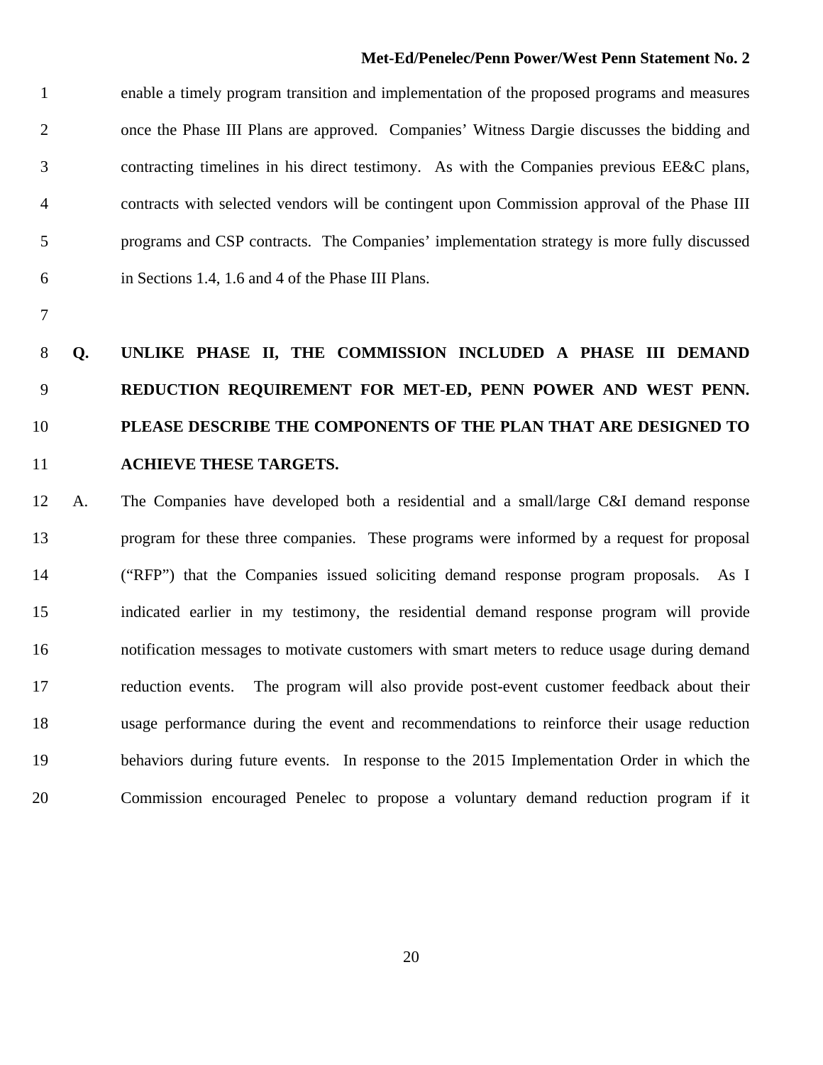enable a timely program transition and implementation of the proposed programs and measures once the Phase III Plans are approved. Companies' Witness Dargie discusses the bidding and contracting timelines in his direct testimony. As with the Companies previous EE&C plans, contracts with selected vendors will be contingent upon Commission approval of the Phase III programs and CSP contracts. The Companies' implementation strategy is more fully discussed in Sections 1.4, 1.6 and 4 of the Phase III Plans.

**Q. UNLIKE PHASE II, THE COMMISSION INCLUDED A PHASE III DEMAND REDUCTION REQUIREMENT FOR MET-ED, PENN POWER AND WEST PENN. PLEASE DESCRIBE THE COMPONENTS OF THE PLAN THAT ARE DESIGNED TO ACHIEVE THESE TARGETS.**

A. The Companies have developed both a residential and a small/large C&I demand response program for these three companies. These programs were informed by a request for proposal ("RFP") that the Companies issued soliciting demand response program proposals. As I indicated earlier in my testimony, the residential demand response program will provide notification messages to motivate customers with smart meters to reduce usage during demand reduction events. The program will also provide post-event customer feedback about their usage performance during the event and recommendations to reinforce their usage reduction behaviors during future events. In response to the 2015 Implementation Order in which the Commission encouraged Penelec to propose a voluntary demand reduction program if it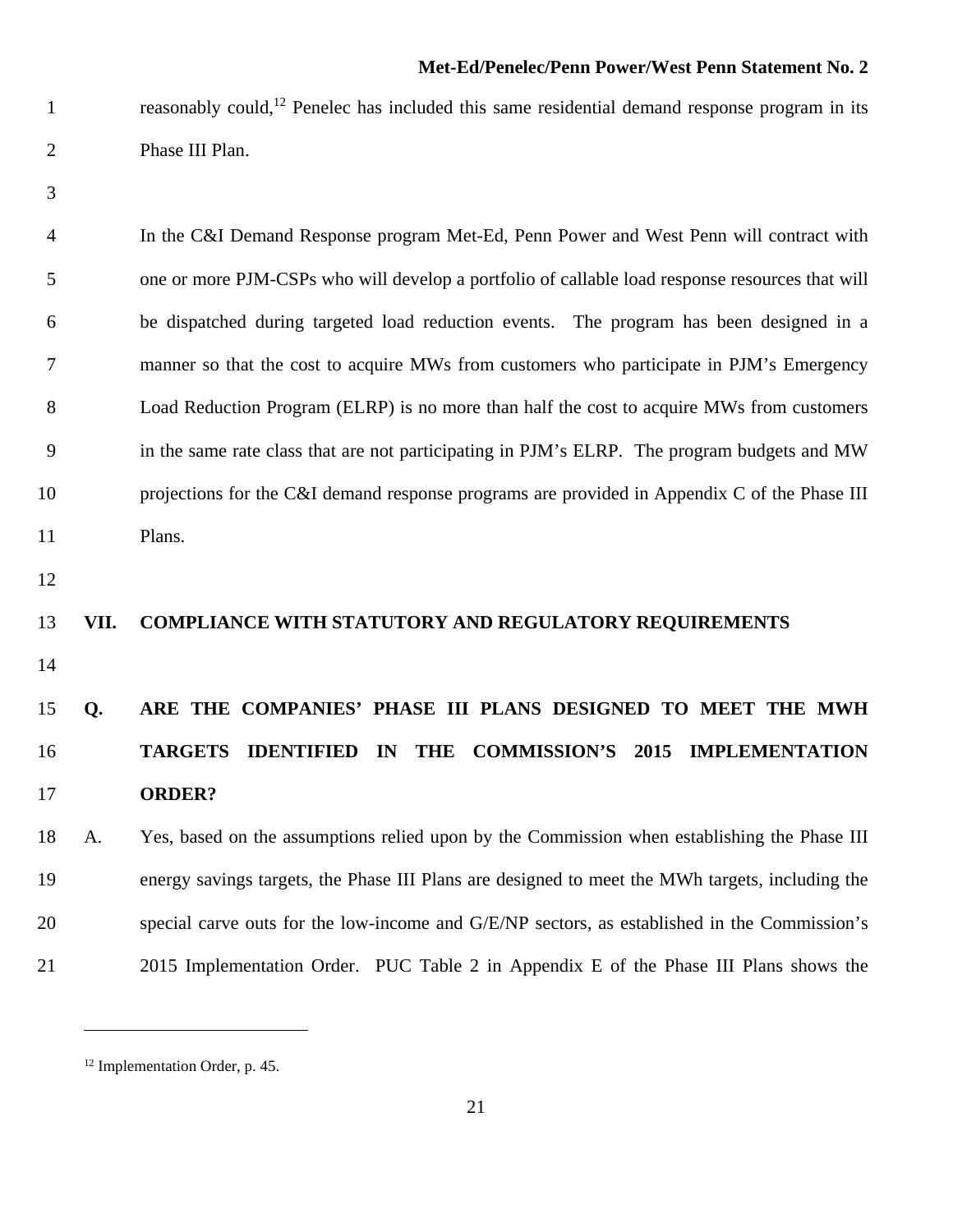reasonably could,[12] Penelec has included this same residential demand response program in its Phase III Plan.

In the C&I Demand Response program Met-Ed, Penn Power and West Penn will contract with one or more PJM-CSPs who will develop a portfolio of callable load response resources that will be dispatched during targeted load reduction events. The program has been designed in a manner so that the cost to acquire MWs from customers who participate in PJM's Emergency Load Reduction Program (ELRP) is no more than half the cost to acquire MWs from customers in the same rate class that are not participating in PJM's ELRP. The program budgets and MW projections for the C&I demand response programs are provided in Appendix C of the Phase III Plans.

## VII. COMPLIANCE WITH STATUTORY AND REGULATORY REQUIREMENTS

**Q. ARE THE COMPANIES' PHASE III PLANS DESIGNED TO MEET THE MWH TARGETS IDENTIFIED IN THE COMMISSION'S 2015 IMPLEMENTATION ORDER?**

A. Yes, based on the assumptions relied upon by the Commission when establishing the Phase III energy savings targets, the Phase III Plans are designed to meet the MWh targets, including the special carve outs for the low-income and G/E/NP sectors, as established in the Commission's 2015 Implementation Order. PUC Table 2 in Appendix E of the Phase III Plans shows the

[12] Implementation Order, p. 45.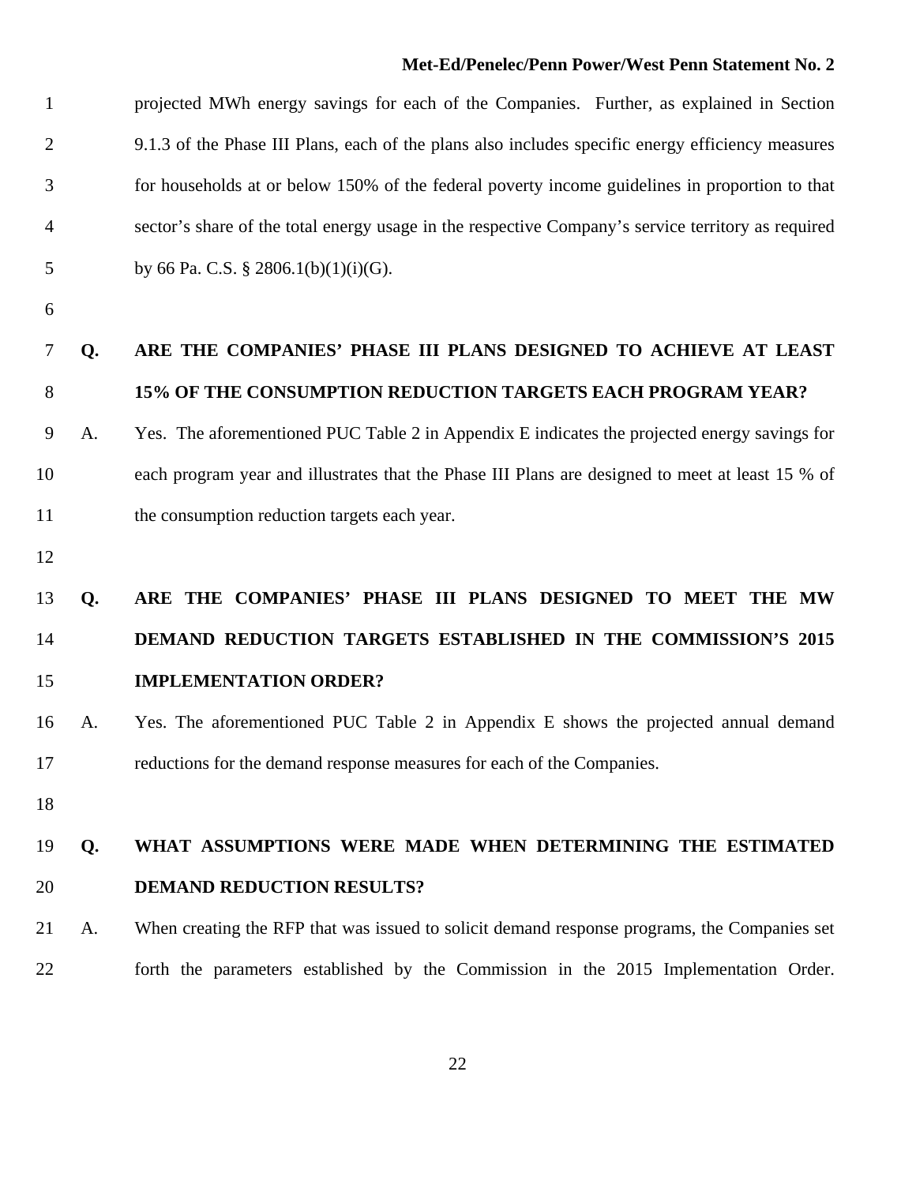projected MWh energy savings for each of the Companies. Further, as explained in Section 9.1.3 of the Phase III Plans, each of the plans also includes specific energy efficiency measures for households at or below 150% of the federal poverty income guidelines in proportion to that sector's share of the total energy usage in the respective Company's service territory as required by 66 Pa. C.S. § 2806.1(b)(1)(i)(G).

**Q. ARE THE COMPANIES' PHASE III PLANS DESIGNED TO ACHIEVE AT LEAST 15% OF THE CONSUMPTION REDUCTION TARGETS EACH PROGRAM YEAR?**

A. Yes. The aforementioned PUC Table 2 in Appendix E indicates the projected energy savings for each program year and illustrates that the Phase III Plans are designed to meet at least 15 % of the consumption reduction targets each year.

**Q. ARE THE COMPANIES' PHASE III PLANS DESIGNED TO MEET THE MW DEMAND REDUCTION TARGETS ESTABLISHED IN THE COMMISSION'S 2015 IMPLEMENTATION ORDER?**

A. Yes. The aforementioned PUC Table 2 in Appendix E shows the projected annual demand reductions for the demand response measures for each of the Companies.

**Q. WHAT ASSUMPTIONS WERE MADE WHEN DETERMINING THE ESTIMATED DEMAND REDUCTION RESULTS?**

A. When creating the RFP that was issued to solicit demand response programs, the Companies set forth the parameters established by the Commission in the 2015 Implementation Order.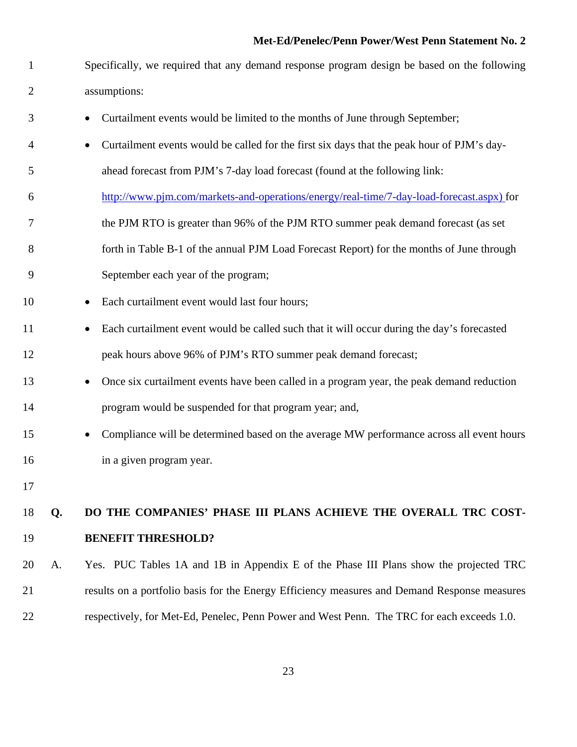Specifically, we required that any demand response program design be based on the following assumptions:

- Curtailment events would be limited to the months of June through September;
- Curtailment events would be called for the first six days that the peak hour of PJM's day-ahead forecast from PJM's 7-day load forecast (found at the following link: http://www.pjm.com/markets-and-operations/energy/real-time/7-day-load-forecast.aspx) for the PJM RTO is greater than 96% of the PJM RTO summer peak demand forecast (as set forth in Table B-1 of the annual PJM Load Forecast Report) for the months of June through September each year of the program;
- Each curtailment event would last four hours;
- Each curtailment event would be called such that it will occur during the day's forecasted peak hours above 96% of PJM's RTO summer peak demand forecast;
- Once six curtailment events have been called in a program year, the peak demand reduction program would be suspended for that program year; and,
- Compliance will be determined based on the average MW performance across all event hours in a given program year.

**Q. DO THE COMPANIES' PHASE III PLANS ACHIEVE THE OVERALL TRC COST-BENEFIT THRESHOLD?**

A. Yes. PUC Tables 1A and 1B in Appendix E of the Phase III Plans show the projected TRC results on a portfolio basis for the Energy Efficiency measures and Demand Response measures respectively, for Met-Ed, Penelec, Penn Power and West Penn. The TRC for each exceeds 1.0.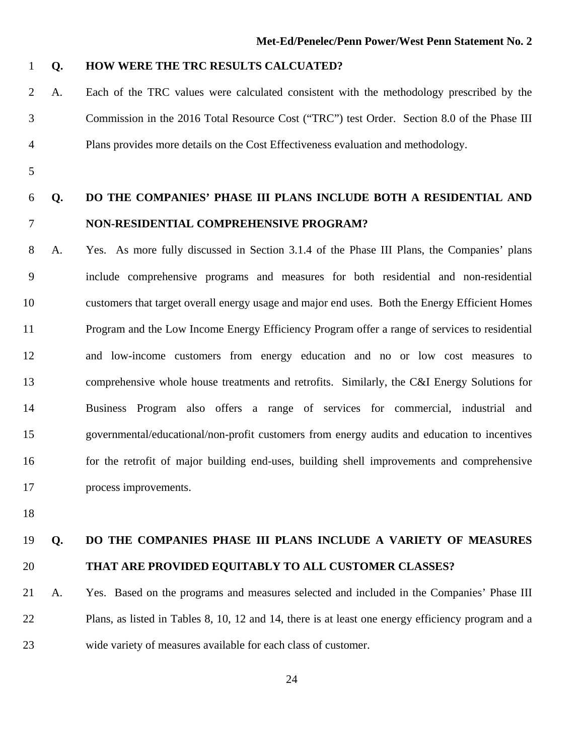**Q. HOW WERE THE TRC RESULTS CALCUATED?**

A. Each of the TRC values were calculated consistent with the methodology prescribed by the Commission in the 2016 Total Resource Cost ("TRC") test Order. Section 8.0 of the Phase III Plans provides more details on the Cost Effectiveness evaluation and methodology.

**Q. DO THE COMPANIES' PHASE III PLANS INCLUDE BOTH A RESIDENTIAL AND NON-RESIDENTIAL COMPREHENSIVE PROGRAM?**

A. Yes. As more fully discussed in Section 3.1.4 of the Phase III Plans, the Companies' plans include comprehensive programs and measures for both residential and non-residential customers that target overall energy usage and major end uses. Both the Energy Efficient Homes Program and the Low Income Energy Efficiency Program offer a range of services to residential and low-income customers from energy education and no or low cost measures to comprehensive whole house treatments and retrofits. Similarly, the C&I Energy Solutions for Business Program also offers a range of services for commercial, industrial and governmental/educational/non-profit customers from energy audits and education to incentives for the retrofit of major building end-uses, building shell improvements and comprehensive process improvements.

**Q. DO THE COMPANIES PHASE III PLANS INCLUDE A VARIETY OF MEASURES THAT ARE PROVIDED EQUITABLY TO ALL CUSTOMER CLASSES?**

A. Yes. Based on the programs and measures selected and included in the Companies' Phase III Plans, as listed in Tables 8, 10, 12 and 14, there is at least one energy efficiency program and a wide variety of measures available for each class of customer.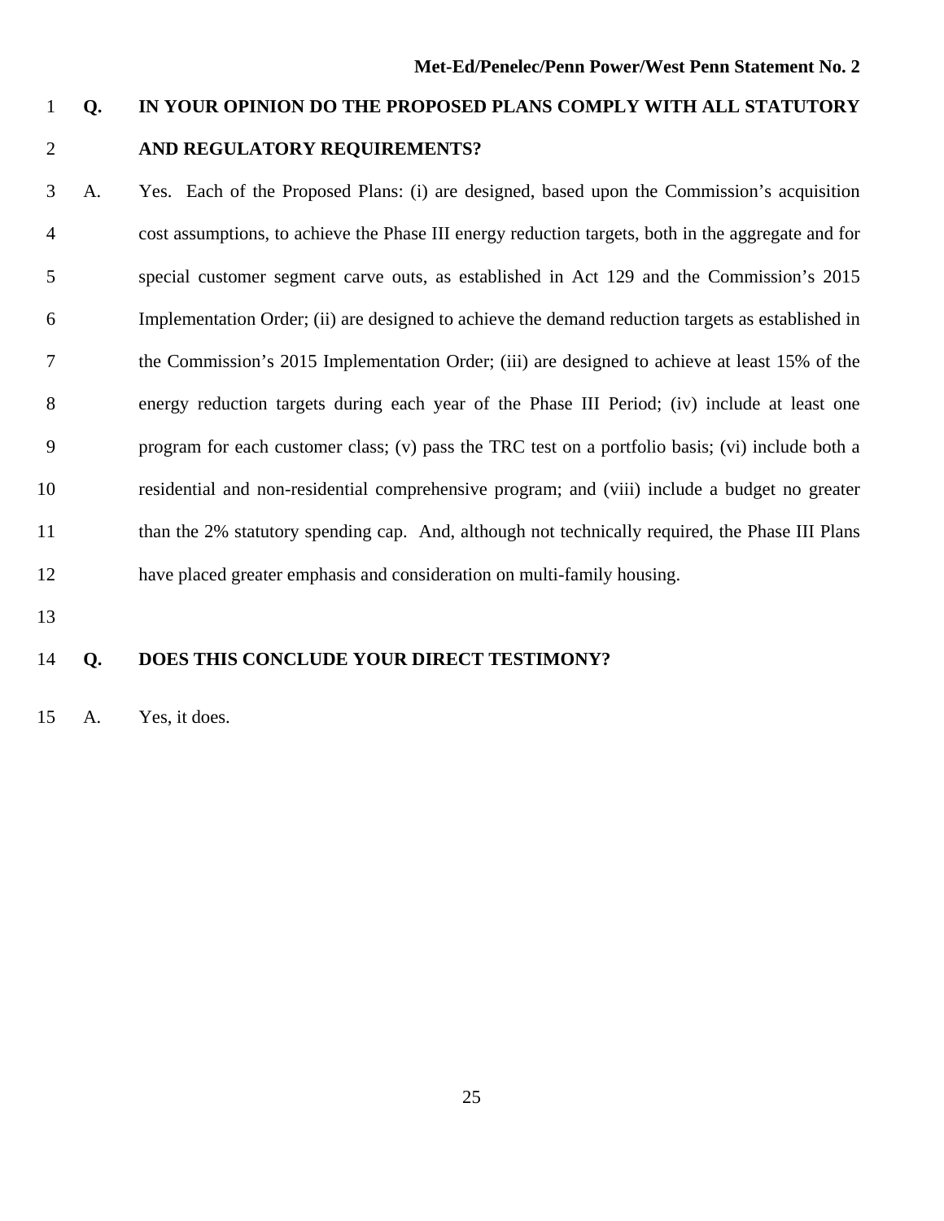**Q. IN YOUR OPINION DO THE PROPOSED PLANS COMPLY WITH ALL STATUTORY AND REGULATORY REQUIREMENTS?**

A. Yes. Each of the Proposed Plans: (i) are designed, based upon the Commission's acquisition cost assumptions, to achieve the Phase III energy reduction targets, both in the aggregate and for special customer segment carve outs, as established in Act 129 and the Commission's 2015 Implementation Order; (ii) are designed to achieve the demand reduction targets as established in the Commission's 2015 Implementation Order; (iii) are designed to achieve at least 15% of the energy reduction targets during each year of the Phase III Period; (iv) include at least one program for each customer class; (v) pass the TRC test on a portfolio basis; (vi) include both a residential and non-residential comprehensive program; and (viii) include a budget no greater than the 2% statutory spending cap. And, although not technically required, the Phase III Plans have placed greater emphasis and consideration on multi-family housing.

**Q. DOES THIS CONCLUDE YOUR DIRECT TESTIMONY?**

A. Yes, it does.